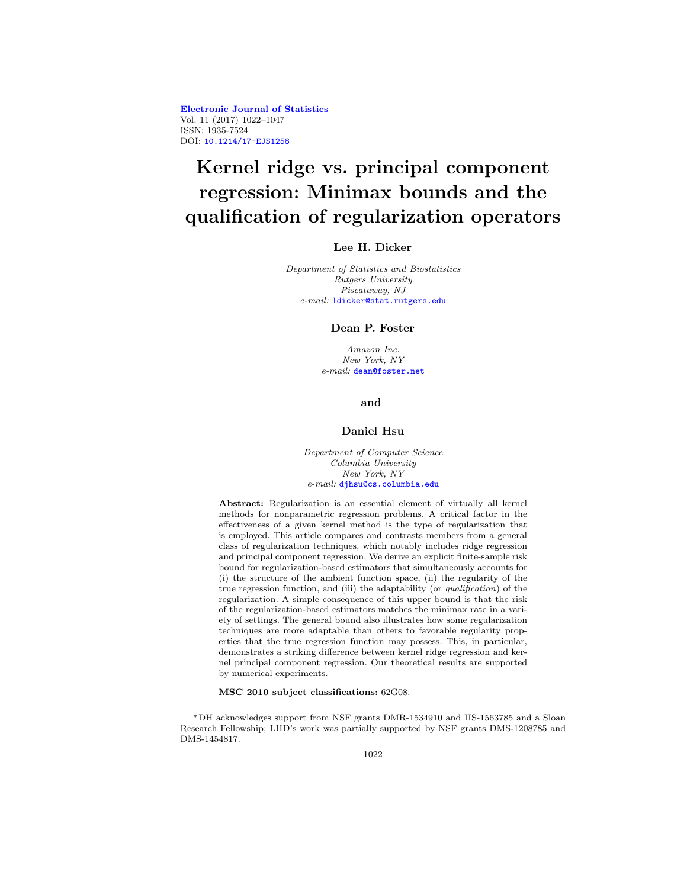# Kernel ridge vs. principal component regression: Minimax bounds and the qualification of regularization operators

**Lee H. Dicker**

*Department of Statistics and Biostatistics*
*Rutgers University*
*Piscataway, NJ*
*e-mail:* ldicker@stat.rutgers.edu

**Dean P. Foster**

*Amazon Inc.*
*New York, NY*
*e-mail:* dean@foster.net

**and**

**Daniel Hsu**

*Department of Computer Science*
*Columbia University*
*New York, NY*
*e-mail:* djhsu@cs.columbia.edu

**Abstract:** Regularization is an essential element of virtually all kernel methods for nonparametric regression problems. A critical factor in the effectiveness of a given kernel method is the type of regularization that is employed. This article compares and contrasts members from a general class of regularization techniques, which notably includes ridge regression and principal component regression. We derive an explicit finite-sample risk bound for regularization-based estimators that simultaneously accounts for (i) the structure of the ambient function space, (ii) the regularity of the true regression function, and (iii) the adaptability (or *qualification*) of the regularization. A simple consequence of this upper bound is that the risk of the regularization-based estimators matches the minimax rate in a variety of settings. The general bound also illustrates how some regularization techniques are more adaptable than others to favorable regularity properties that the true regression function may possess. This, in particular, demonstrates a striking difference between kernel ridge regression and kernel principal component regression. Our theoretical results are supported by numerical experiments.

**MSC 2010 subject classifications:** 62G08.

*DH acknowledges support from NSF grants DMR-1534910 and IIS-1563785 and a Sloan Research Fellowship; LHD's work was partially supported by NSF grants DMS-1208785 and DMS-1454817.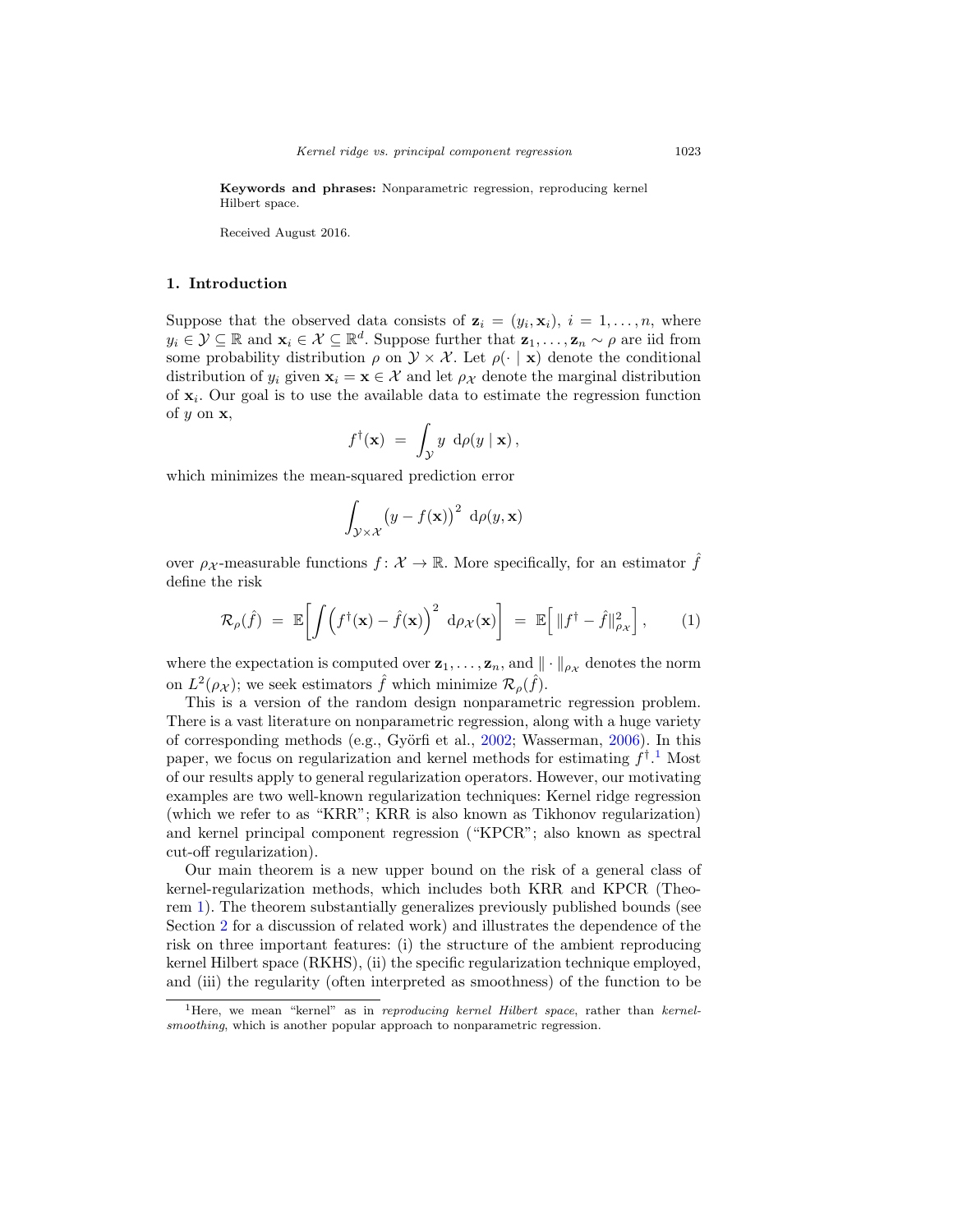**Keywords and phrases:** Nonparametric regression, reproducing kernel Hilbert space.

Received August 2016.

## 1. Introduction

Suppose that the observed data consists of $\mathbf{z}_i = (y_i, \mathbf{x}_i)$, $i = 1, \ldots, n$, where $y_i \in \mathcal{Y} \subseteq \mathbb{R}$ and $\mathbf{x}_i \in \mathcal{X} \subseteq \mathbb{R}^d$. Suppose further that $\mathbf{z}_1, \ldots, \mathbf{z}_n \sim \rho$ are iid from some probability distribution $\rho$ on $\mathcal{Y} \times \mathcal{X}$. Let $\rho(\cdot \mid \mathbf{x})$ denote the conditional distribution of $y_i$ given $\mathbf{x}_i = \mathbf{x} \in \mathcal{X}$ and let $\rho_{\mathcal{X}}$ denote the marginal distribution of $\mathbf{x}_i$. Our goal is to use the available data to estimate the regression function of $y$ on $\mathbf{x}$,

$$f^\dagger(\mathbf{x}) \ = \ \int_{\mathcal{Y}} y \ \mathrm{d}\rho(y \mid \mathbf{x}),$$

which minimizes the mean-squared prediction error

$$\int_{\mathcal{Y} \times \mathcal{X}} \big(y - f(\mathbf{x})\big)^2 \ \mathrm{d}\rho(y, \mathbf{x})$$

over $\rho_{\mathcal{X}}$-measurable functions $f \colon \mathcal{X} \to \mathbb{R}$. More specifically, for an estimator $\hat{f}$ define the risk

$$\mathcal{R}_\rho(\hat{f}) \ = \ \mathbb{E}\bigg[\int \Big(f^\dagger(\mathbf{x}) - \hat{f}(\mathbf{x})\Big)^2 \ \mathrm{d}\rho_{\mathcal{X}}(\mathbf{x})\bigg] \ = \ \mathbb{E}\Big[\, \|f^\dagger - \hat{f}\|_{\rho_{\mathcal{X}}}^2 \Big], \qquad (1)$$

where the expectation is computed over $\mathbf{z}_1, \ldots, \mathbf{z}_n$, and $\| \cdot \|_{\rho_{\mathcal{X}}}$ denotes the norm on $L^2(\rho_{\mathcal{X}})$; we seek estimators $\hat{f}$ which minimize $\mathcal{R}_\rho(\hat{f})$.

This is a version of the random design nonparametric regression problem. There is a vast literature on nonparametric regression, along with a huge variety of corresponding methods (e.g., Györfi et al., 2002; Wasserman, 2006). In this paper, we focus on regularization and kernel methods for estimating $f^\dagger$.[1] Most of our results apply to general regularization operators. However, our motivating examples are two well-known regularization techniques: Kernel ridge regression (which we refer to as "KRR"; KRR is also known as Tikhonov regularization) and kernel principal component regression ("KPCR"; also known as spectral cut-off regularization).

Our main theorem is a new upper bound on the risk of a general class of kernel-regularization methods, which includes both KRR and KPCR (Theorem 1). The theorem substantially generalizes previously published bounds (see Section 2 for a discussion of related work) and illustrates the dependence of the risk on three important features: (i) the structure of the ambient reproducing kernel Hilbert space (RKHS), (ii) the specific regularization technique employed, and (iii) the regularity (often interpreted as smoothness) of the function to be

[1] Here, we mean "kernel" as in *reproducing kernel Hilbert space*, rather than *kernel-smoothing*, which is another popular approach to nonparametric regression.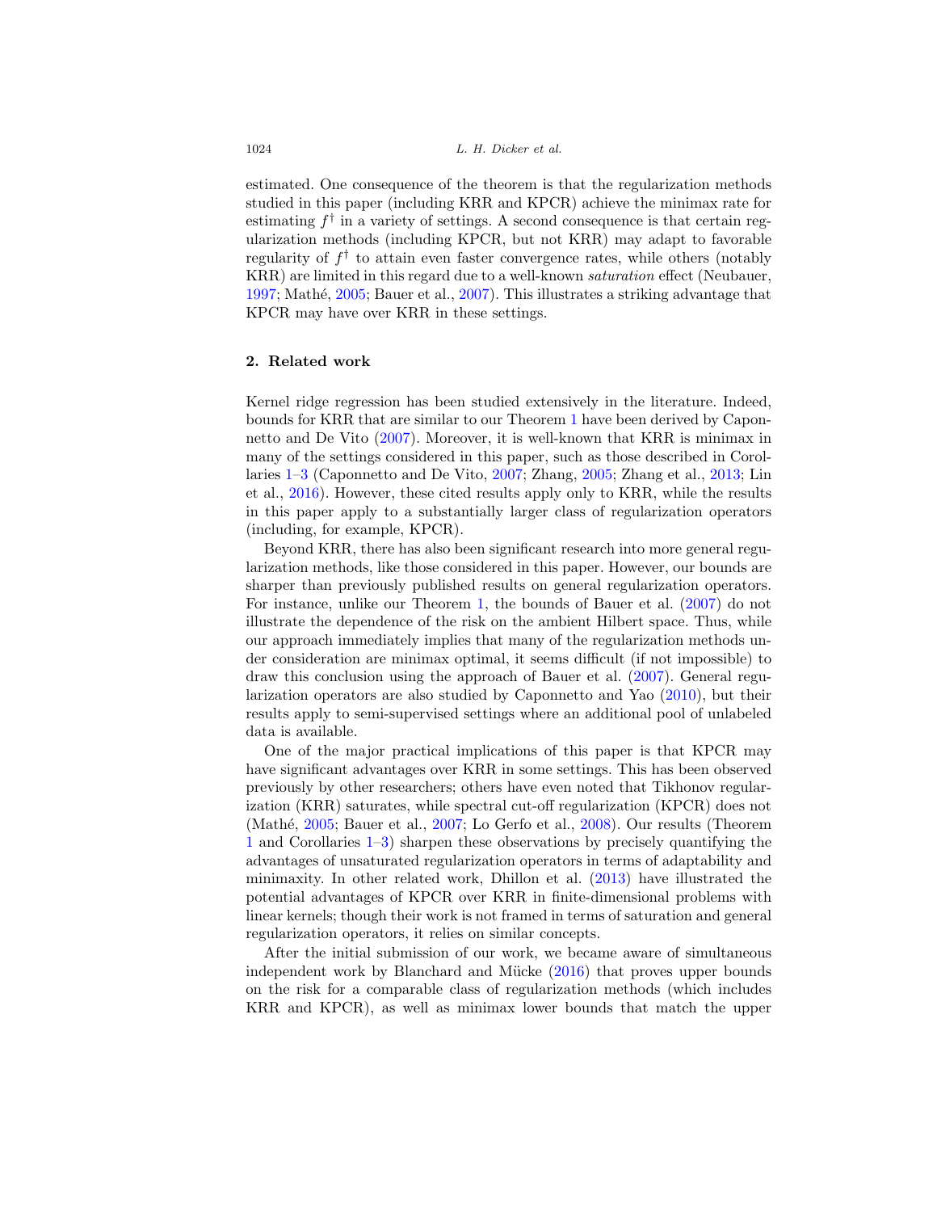estimated. One consequence of the theorem is that the regularization methods studied in this paper (including KRR and KPCR) achieve the minimax rate for estimating $f^\dagger$ in a variety of settings. A second consequence is that certain regularization methods (including KPCR, but not KRR) may adapt to favorable regularity of $f^\dagger$ to attain even faster convergence rates, while others (notably KRR) are limited in this regard due to a well-known *saturation* effect (Neubauer, 1997; Mathé, 2005; Bauer et al., 2007). This illustrates a striking advantage that KPCR may have over KRR in these settings.

## 2. Related work

Kernel ridge regression has been studied extensively in the literature. Indeed, bounds for KRR that are similar to our Theorem 1 have been derived by Caponnetto and De Vito (2007). Moreover, it is well-known that KRR is minimax in many of the settings considered in this paper, such as those described in Corollaries 1–3 (Caponnetto and De Vito, 2007; Zhang, 2005; Zhang et al., 2013; Lin et al., 2016). However, these cited results apply only to KRR, while the results in this paper apply to a substantially larger class of regularization operators (including, for example, KPCR).

Beyond KRR, there has also been significant research into more general regularization methods, like those considered in this paper. However, our bounds are sharper than previously published results on general regularization operators. For instance, unlike our Theorem 1, the bounds of Bauer et al. (2007) do not illustrate the dependence of the risk on the ambient Hilbert space. Thus, while our approach immediately implies that many of the regularization methods under consideration are minimax optimal, it seems difficult (if not impossible) to draw this conclusion using the approach of Bauer et al. (2007). General regularization operators are also studied by Caponnetto and Yao (2010), but their results apply to semi-supervised settings where an additional pool of unlabeled data is available.

One of the major practical implications of this paper is that KPCR may have significant advantages over KRR in some settings. This has been observed previously by other researchers; others have even noted that Tikhonov regularization (KRR) saturates, while spectral cut-off regularization (KPCR) does not (Mathé, 2005; Bauer et al., 2007; Lo Gerfo et al., 2008). Our results (Theorem 1 and Corollaries 1–3) sharpen these observations by precisely quantifying the advantages of unsaturated regularization operators in terms of adaptability and minimaxity. In other related work, Dhillon et al. (2013) have illustrated the potential advantages of KPCR over KRR in finite-dimensional problems with linear kernels; though their work is not framed in terms of saturation and general regularization operators, it relies on similar concepts.

After the initial submission of our work, we became aware of simultaneous independent work by Blanchard and Mücke (2016) that proves upper bounds on the risk for a comparable class of regularization methods (which includes KRR and KPCR), as well as minimax lower bounds that match the upper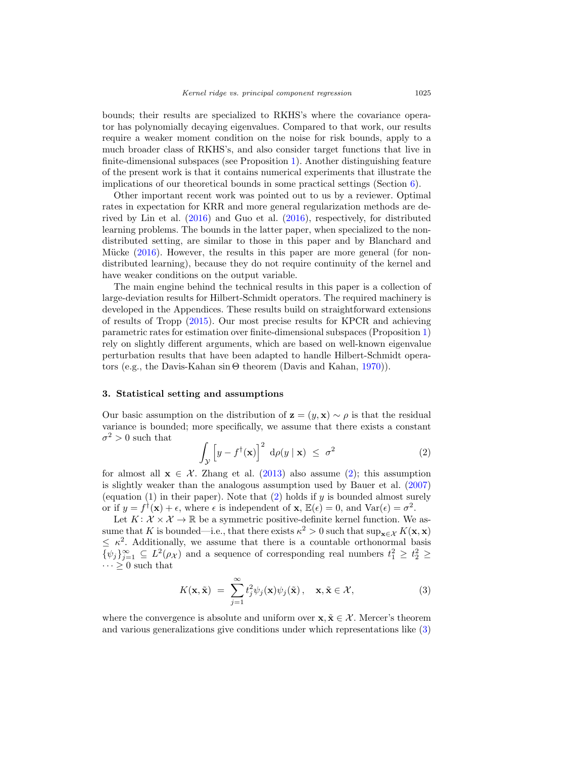bounds; their results are specialized to RKHS's where the covariance operator has polynomially decaying eigenvalues. Compared to that work, our results require a weaker moment condition on the noise for risk bounds, apply to a much broader class of RKHS's, and also consider target functions that live in finite-dimensional subspaces (see Proposition 1). Another distinguishing feature of the present work is that it contains numerical experiments that illustrate the implications of our theoretical bounds in some practical settings (Section 6).

Other important recent work was pointed out to us by a reviewer. Optimal rates in expectation for KRR and more general regularization methods are derived by Lin et al. (2016) and Guo et al. (2016), respectively, for distributed learning problems. The bounds in the latter paper, when specialized to the non-distributed setting, are similar to those in this paper and by Blanchard and Mücke (2016). However, the results in this paper are more general (for non-distributed learning), because they do not require continuity of the kernel and have weaker conditions on the output variable.

The main engine behind the technical results in this paper is a collection of large-deviation results for Hilbert-Schmidt operators. The required machinery is developed in the Appendices. These results build on straightforward extensions of results of Tropp (2015). Our most precise results for KPCR and achieving parametric rates for estimation over finite-dimensional subspaces (Proposition 1) rely on slightly different arguments, which are based on well-known eigenvalue perturbation results that have been adapted to handle Hilbert-Schmidt operators (e.g., the Davis-Kahan $\sin\Theta$ theorem (Davis and Kahan, 1970)).

## 3. Statistical setting and assumptions

Our basic assumption on the distribution of $\mathbf{z} = (y, \mathbf{x}) \sim \rho$ is that the residual variance is bounded; more specifically, we assume that there exists a constant $\sigma^2 > 0$ such that

$$\int_{\mathcal{Y}} \left[y - f^{\dagger}(\mathbf{x})\right]^2 \, \mathrm{d}\rho(y \mid \mathbf{x}) \;\leq\; \sigma^2 \tag{2}$$

for almost all $\mathbf{x} \in \mathcal{X}$. Zhang et al. (2013) also assume (2); this assumption is slightly weaker than the analogous assumption used by Bauer et al. (2007) (equation (1) in their paper). Note that (2) holds if $y$ is bounded almost surely or if $y = f^{\dagger}(\mathbf{x}) + \epsilon$, where $\epsilon$ is independent of $\mathbf{x}$, $\mathbb{E}(\epsilon) = 0$, and $\mathrm{Var}(\epsilon) = \sigma^2$.

Let $K\colon \mathcal{X} \times \mathcal{X} \to \mathbb{R}$ be a symmetric positive-definite kernel function. We assume that $K$ is bounded—i.e., that there exists $\kappa^2 > 0$ such that $\sup_{\mathbf{x}\in\mathcal{X}} K(\mathbf{x}, \mathbf{x}) \leq \kappa^2$. Additionally, we assume that there is a countable orthonormal basis $\{\psi_j\}_{j=1}^{\infty} \subseteq L^2(\rho_{\mathcal{X}})$ and a sequence of corresponding real numbers $t_1^2 \geq t_2^2 \geq \cdots \geq 0$ such that

$$K(\mathbf{x}, \tilde{\mathbf{x}}) \;=\; \sum_{j=1}^{\infty} t_j^2 \psi_j(\mathbf{x})\psi_j(\tilde{\mathbf{x}}), \quad \mathbf{x}, \tilde{\mathbf{x}} \in \mathcal{X}, \tag{3}$$

where the convergence is absolute and uniform over $\mathbf{x}, \tilde{\mathbf{x}} \in \mathcal{X}$. Mercer's theorem and various generalizations give conditions under which representations like (3)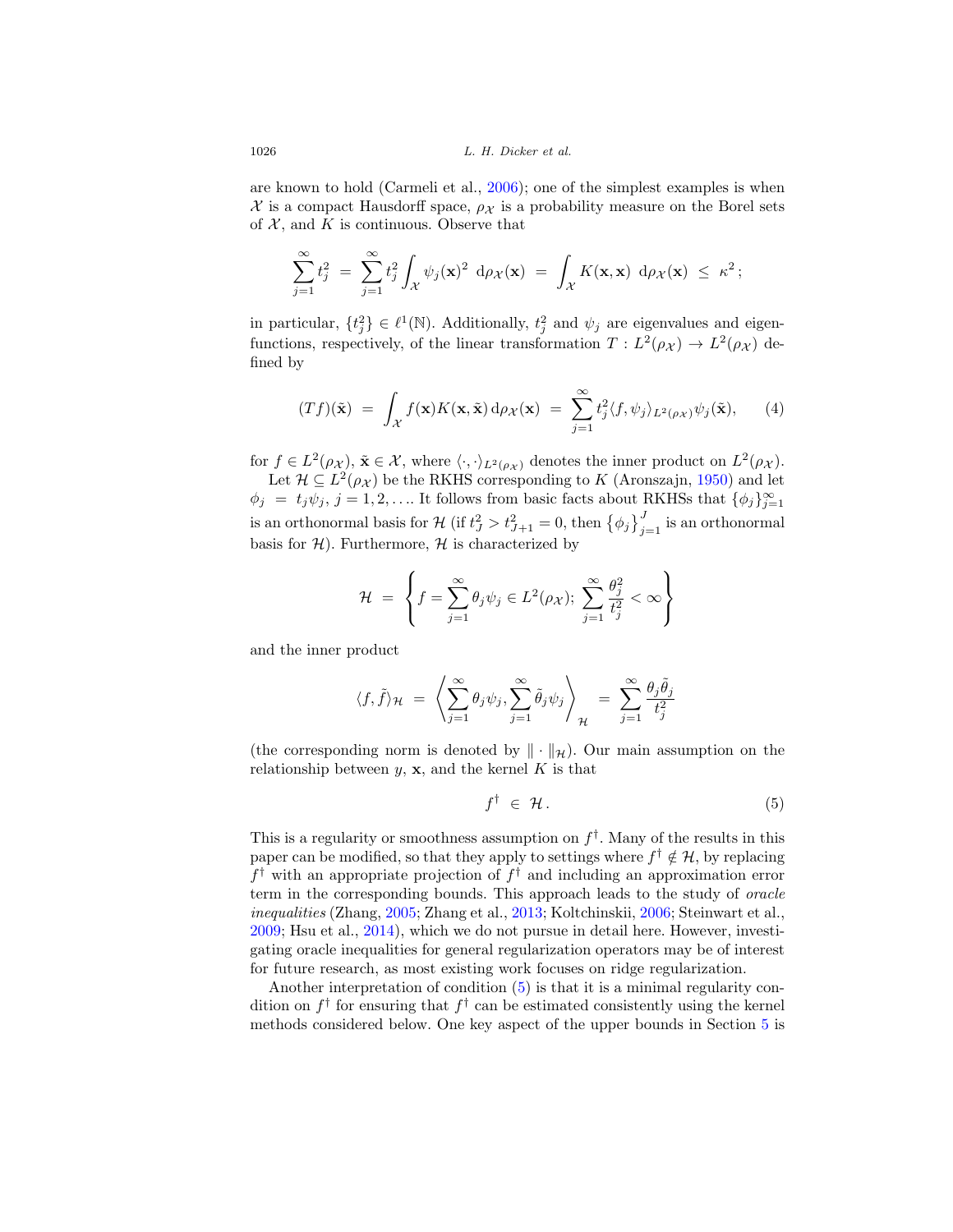are known to hold (Carmeli et al., 2006); one of the simplest examples is when $\mathcal{X}$ is a compact Hausdorff space, $\rho_{\mathcal{X}}$ is a probability measure on the Borel sets of $\mathcal{X}$, and $K$ is continuous. Observe that

$$\sum_{j=1}^{\infty} t_j^2 \;=\; \sum_{j=1}^{\infty} t_j^2 \int_{\mathcal{X}} \psi_j(\mathbf{x})^2 \;\mathrm{d}\rho_{\mathcal{X}}(\mathbf{x}) \;=\; \int_{\mathcal{X}} K(\mathbf{x},\mathbf{x}) \;\mathrm{d}\rho_{\mathcal{X}}(\mathbf{x}) \;\le\; \kappa^2\,;$$

in particular, $\{t_j^2\} \in \ell^1(\mathbb{N})$. Additionally, $t_j^2$ and $\psi_j$ are eigenvalues and eigenfunctions, respectively, of the linear transformation $T : L^2(\rho_{\mathcal{X}}) \to L^2(\rho_{\mathcal{X}})$ defined by

$$(Tf)(\tilde{\mathbf{x}}) \;=\; \int_{\mathcal{X}} f(\mathbf{x}) K(\mathbf{x}, \tilde{\mathbf{x}})\,\mathrm{d}\rho_{\mathcal{X}}(\mathbf{x}) \;=\; \sum_{j=1}^{\infty} t_j^2 \langle f, \psi_j \rangle_{L^2(\rho_{\mathcal{X}})} \psi_j(\tilde{\mathbf{x}}), \tag{4}$$

for $f \in L^2(\rho_{\mathcal{X}})$, $\tilde{\mathbf{x}} \in \mathcal{X}$, where $\langle \cdot, \cdot \rangle_{L^2(\rho_{\mathcal{X}})}$ denotes the inner product on $L^2(\rho_{\mathcal{X}})$.

Let $\mathcal{H} \subseteq L^2(\rho_{\mathcal{X}})$ be the RKHS corresponding to $K$ (Aronszajn, 1950) and let $\phi_j \;=\; t_j \psi_j$, $j = 1, 2, \ldots$. It follows from basic facts about RKHSs that $\{\phi_j\}_{j=1}^{\infty}$ is an orthonormal basis for $\mathcal{H}$ (if $t_J^2 > t_{J+1}^2 = 0$, then $\{\phi_j\}_{j=1}^{J}$ is an orthonormal basis for $\mathcal{H}$). Furthermore, $\mathcal{H}$ is characterized by

$$\mathcal{H} \;=\; \left\{ f = \sum_{j=1}^{\infty} \theta_j \psi_j \in L^2(\rho_{\mathcal{X}});\; \sum_{j=1}^{\infty} \frac{\theta_j^2}{t_j^2} < \infty \right\}$$

and the inner product

$$\langle f, \tilde{f} \rangle_{\mathcal{H}} \;=\; \left\langle \sum_{j=1}^{\infty} \theta_j \psi_j, \sum_{j=1}^{\infty} \tilde{\theta}_j \psi_j \right\rangle_{\mathcal{H}} \;=\; \sum_{j=1}^{\infty} \frac{\theta_j \tilde{\theta}_j}{t_j^2}$$

(the corresponding norm is denoted by $\|\cdot\|_{\mathcal{H}}$). Our main assumption on the relationship between $y$, $\mathbf{x}$, and the kernel $K$ is that

$$f^{\dagger} \;\in\; \mathcal{H}\,. \tag{5}$$

This is a regularity or smoothness assumption on $f^{\dagger}$. Many of the results in this paper can be modified, so that they apply to settings where $f^{\dagger} \notin \mathcal{H}$, by replacing $f^{\dagger}$ with an appropriate projection of $f^{\dagger}$ and including an approximation error term in the corresponding bounds. This approach leads to the study of *oracle inequalities* (Zhang, 2005; Zhang et al., 2013; Koltchinskii, 2006; Steinwart et al., 2009; Hsu et al., 2014), which we do not pursue in detail here. However, investigating oracle inequalities for general regularization operators may be of interest for future research, as most existing work focuses on ridge regularization.

Another interpretation of condition (5) is that it is a minimal regularity condition on $f^{\dagger}$ for ensuring that $f^{\dagger}$ can be estimated consistently using the kernel methods considered below. One key aspect of the upper bounds in Section 5 is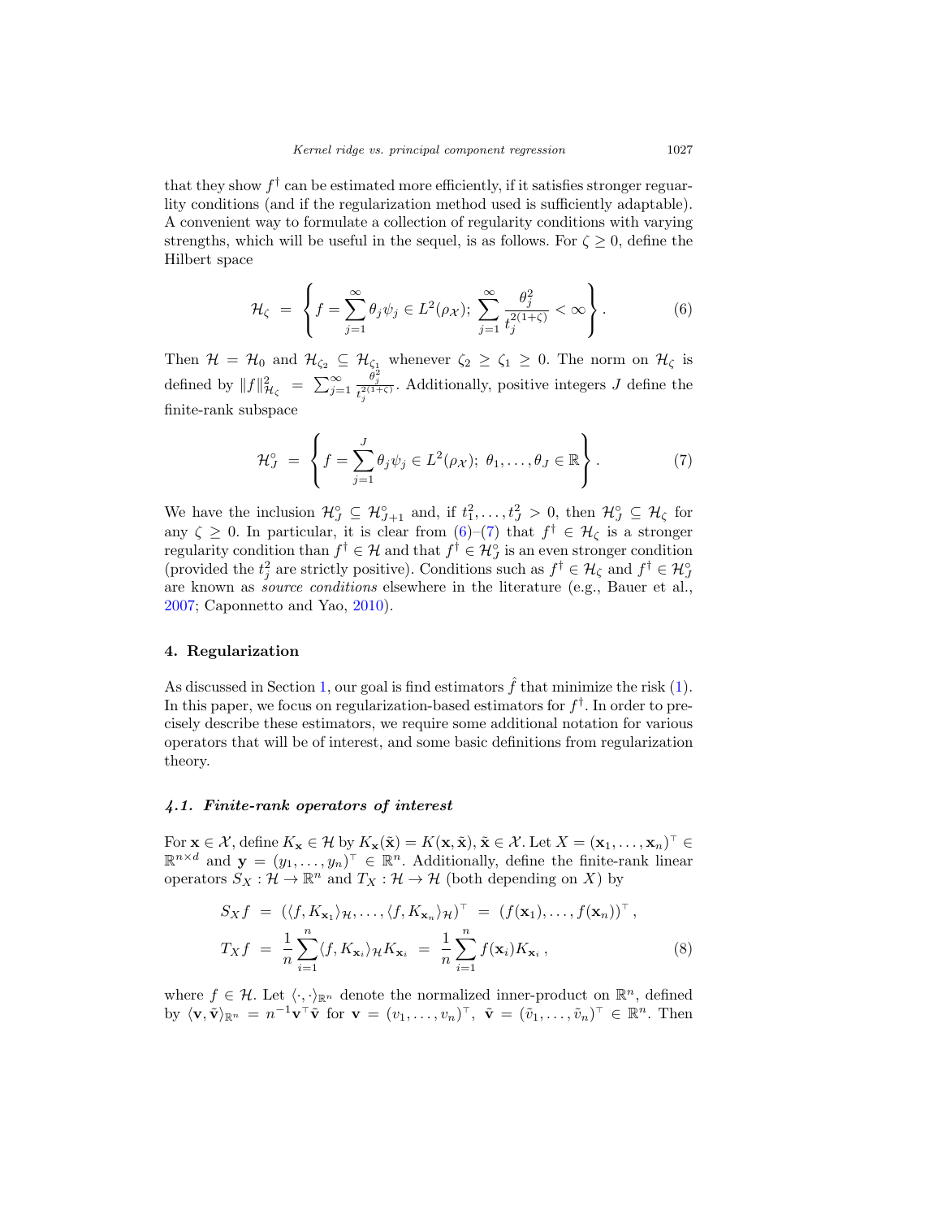that they show $f^\dagger$ can be estimated more efficiently, if it satisfies stronger regularity conditions (and if the regularization method used is sufficiently adaptable). A convenient way to formulate a collection of regularity conditions with varying strengths, which will be useful in the sequel, is as follows. For $\zeta \geq 0$, define the Hilbert space

$$\mathcal{H}_\zeta \;=\; \left\{ f = \sum_{j=1}^{\infty} \theta_j \psi_j \in L^2(\rho_{\mathcal{X}});\; \sum_{j=1}^{\infty} \frac{\theta_j^2}{t_j^{2(1+\zeta)}} < \infty \right\}. \tag{6}$$

Then $\mathcal{H} = \mathcal{H}_0$ and $\mathcal{H}_{\zeta_2} \subseteq \mathcal{H}_{\zeta_1}$ whenever $\zeta_2 \geq \zeta_1 \geq 0$. The norm on $\mathcal{H}_\zeta$ is defined by $\|f\|_{\mathcal{H}_\zeta}^2 = \sum_{j=1}^{\infty} \frac{\theta_j^2}{t_j^{2(1+\zeta)}}$. Additionally, positive integers $J$ define the finite-rank subspace

$$\mathcal{H}_J^\circ \;=\; \left\{ f = \sum_{j=1}^{J} \theta_j \psi_j \in L^2(\rho_{\mathcal{X}});\; \theta_1, \ldots, \theta_J \in \mathbb{R} \right\}. \tag{7}$$

We have the inclusion $\mathcal{H}_J^\circ \subseteq \mathcal{H}_{J+1}^\circ$ and, if $t_1^2, \ldots, t_J^2 > 0$, then $\mathcal{H}_J^\circ \subseteq \mathcal{H}_\zeta$ for any $\zeta \geq 0$. In particular, it is clear from (6)–(7) that $f^\dagger \in \mathcal{H}_\zeta$ is a stronger regularity condition than $f^\dagger \in \mathcal{H}$ and that $f^\dagger \in \mathcal{H}_J^\circ$ is an even stronger condition (provided the $t_j^2$ are strictly positive). Conditions such as $f^\dagger \in \mathcal{H}_\zeta$ and $f^\dagger \in \mathcal{H}_J^\circ$ are known as *source conditions* elsewhere in the literature (e.g., Bauer et al., 2007; Caponnetto and Yao, 2010).

## 4. Regularization

As discussed in Section 1, our goal is find estimators $\hat{f}$ that minimize the risk (1). In this paper, we focus on regularization-based estimators for $f^\dagger$. In order to precisely describe these estimators, we require some additional notation for various operators that will be of interest, and some basic definitions from regularization theory.

### *4.1. Finite-rank operators of interest*

For $\mathbf{x} \in \mathcal{X}$, define $K_{\mathbf{x}} \in \mathcal{H}$ by $K_{\mathbf{x}}(\tilde{\mathbf{x}}) = K(\mathbf{x}, \tilde{\mathbf{x}})$, $\tilde{\mathbf{x}} \in \mathcal{X}$. Let $X = (\mathbf{x}_1, \ldots, \mathbf{x}_n)^\top \in \mathbb{R}^{n \times d}$ and $\mathbf{y} = (y_1, \ldots, y_n)^\top \in \mathbb{R}^n$. Additionally, define the finite-rank linear operators $S_X : \mathcal{H} \to \mathbb{R}^n$ and $T_X : \mathcal{H} \to \mathcal{H}$ (both depending on $X$) by

$$\begin{aligned} S_X f \;&=\; (\langle f, K_{\mathbf{x}_1}\rangle_{\mathcal{H}}, \ldots, \langle f, K_{\mathbf{x}_n}\rangle_{\mathcal{H}})^\top \;=\; (f(\mathbf{x}_1), \ldots, f(\mathbf{x}_n))^\top, \\ T_X f \;&=\; \frac{1}{n}\sum_{i=1}^{n} \langle f, K_{\mathbf{x}_i}\rangle_{\mathcal{H}} K_{\mathbf{x}_i} \;=\; \frac{1}{n}\sum_{i=1}^{n} f(\mathbf{x}_i) K_{\mathbf{x}_i}, \end{aligned} \tag{8}$$

where $f \in \mathcal{H}$. Let $\langle \cdot, \cdot \rangle_{\mathbb{R}^n}$ denote the normalized inner-product on $\mathbb{R}^n$, defined by $\langle \mathbf{v}, \tilde{\mathbf{v}} \rangle_{\mathbb{R}^n} = n^{-1}\mathbf{v}^\top \tilde{\mathbf{v}}$ for $\mathbf{v} = (v_1, \ldots, v_n)^\top$, $\tilde{\mathbf{v}} = (\tilde{v}_1, \ldots, \tilde{v}_n)^\top \in \mathbb{R}^n$. Then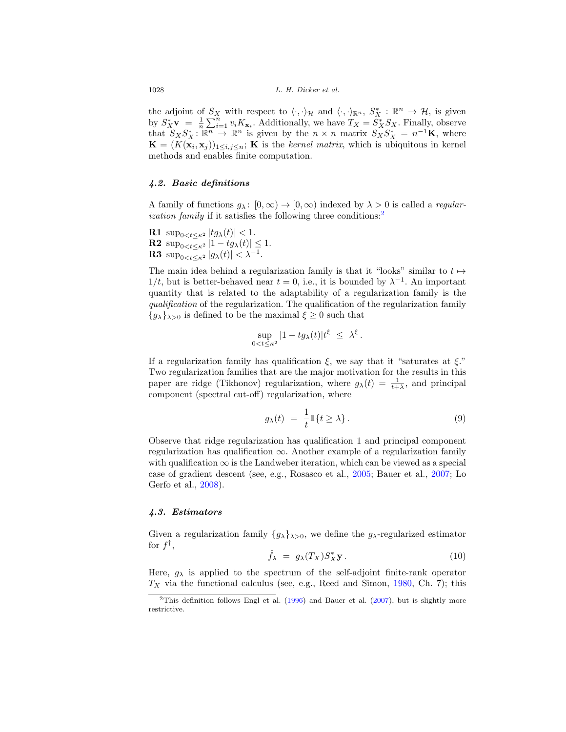the adjoint of $S_X$ with respect to $\langle \cdot, \cdot \rangle_{\mathcal{H}}$ and $\langle \cdot, \cdot \rangle_{\mathbb{R}^n}$, $S_X^* : \mathbb{R}^n \to \mathcal{H}$, is given by $S_X^* \mathbf{v} = \frac{1}{n} \sum_{i=1}^n v_i K_{\mathbf{x}_i}$. Additionally, we have $T_X = S_X^* S_X$. Finally, observe that $S_X S_X^* : \mathbb{R}^n \to \mathbb{R}^n$ is given by the $n \times n$ matrix $S_X S_X^* = n^{-1} \mathbf{K}$, where $\mathbf{K} = (K(\mathbf{x}_i, \mathbf{x}_j))_{1 \le i,j \le n}$; $\mathbf{K}$ is the *kernel matrix*, which is ubiquitous in kernel methods and enables finite computation.

### 4.2. Basic definitions

A family of functions $g_\lambda : [0, \infty) \to [0, \infty)$ indexed by $\lambda > 0$ is called a *regularization family* if it satisfies the following three conditions:[2]

**R1** $\sup_{0 < t \le \kappa^2} |t g_\lambda(t)| < 1$.
**R2** $\sup_{0 < t \le \kappa^2} |1 - t g_\lambda(t)| \le 1$.
**R3** $\sup_{0 < t \le \kappa^2} |g_\lambda(t)| < \lambda^{-1}$.

The main idea behind a regularization family is that it "looks" similar to $t \mapsto 1/t$, but is better-behaved near $t = 0$, i.e., it is bounded by $\lambda^{-1}$. An important quantity that is related to the adaptability of a regularization family is the *qualification* of the regularization. The qualification of the regularization family $\{g_\lambda\}_{\lambda > 0}$ is defined to be the maximal $\xi \ge 0$ such that

$$\sup_{0 < t \le \kappa^2} |1 - t g_\lambda(t)| t^\xi \le \lambda^\xi .$$

If a regularization family has qualification $\xi$, we say that it "saturates at $\xi$." Two regularization families that are the major motivation for the results in this paper are ridge (Tikhonov) regularization, where $g_\lambda(t) = \frac{1}{t + \lambda}$, and principal component (spectral cut-off) regularization, where

$$g_\lambda(t) = \frac{1}{t} \mathbb{1}\{t \ge \lambda\} . \tag{9}$$

Observe that ridge regularization has qualification 1 and principal component regularization has qualification $\infty$. Another example of a regularization family with qualification $\infty$ is the Landweber iteration, which can be viewed as a special case of gradient descent (see, e.g., Rosasco et al., 2005; Bauer et al., 2007; Lo Gerfo et al., 2008).

### 4.3. Estimators

Given a regularization family $\{g_\lambda\}_{\lambda > 0}$, we define the $g_\lambda$-regularized estimator for $f^\dagger$,

$$\hat{f}_\lambda = g_\lambda(T_X) S_X^* \mathbf{y} . \tag{10}$$

Here, $g_\lambda$ is applied to the spectrum of the self-adjoint finite-rank operator $T_X$ via the functional calculus (see, e.g., Reed and Simon, 1980, Ch. 7); this

[2] This definition follows Engl et al. (1996) and Bauer et al. (2007), but is slightly more restrictive.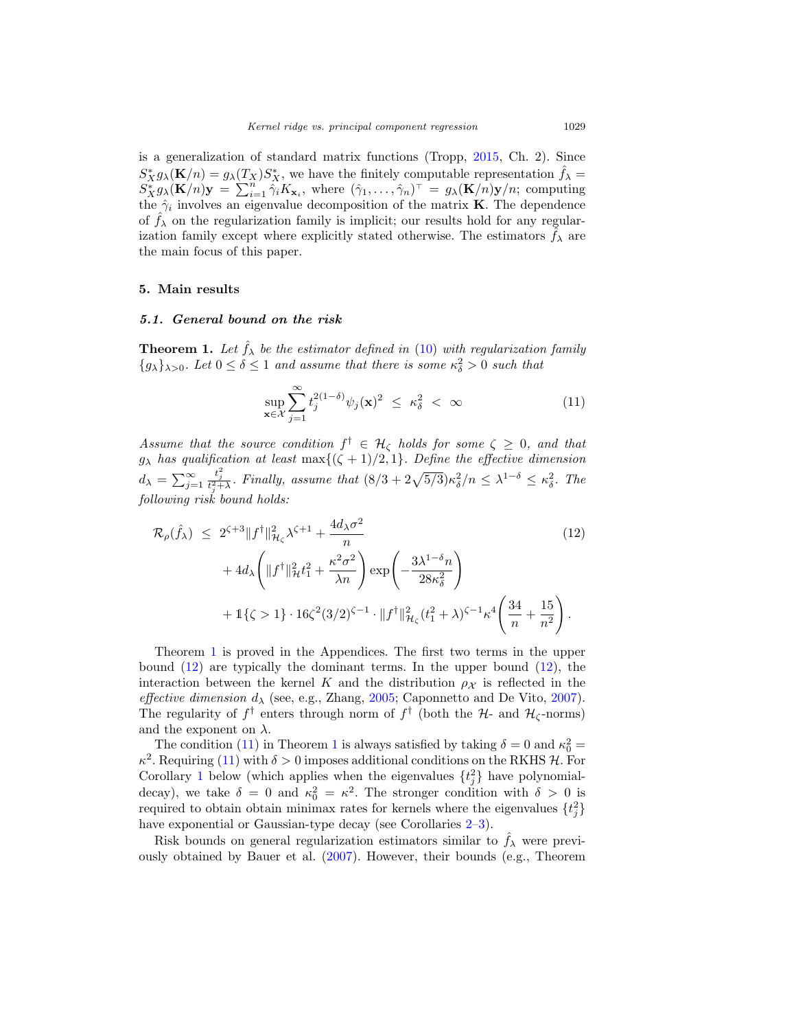is a generalization of standard matrix functions (Tropp, 2015, Ch. 2). Since $S_X^* g_\lambda(\mathbf{K}/n) = g_\lambda(T_X) S_X^*$, we have the finitely computable representation $\hat{f}_\lambda = S_X^* g_\lambda(\mathbf{K}/n)\mathbf{y} = \sum_{i=1}^n \hat{\gamma}_i K_{\mathbf{x}_i}$, where $(\hat{\gamma}_1, \ldots, \hat{\gamma}_n)^\top = g_\lambda(\mathbf{K}/n)\mathbf{y}/n$; computing the $\hat{\gamma}_i$ involves an eigenvalue decomposition of the matrix $\mathbf{K}$. The dependence of $\hat{f}_\lambda$ on the regularization family is implicit; our results hold for any regularization family except where explicitly stated otherwise. The estimators $\hat{f}_\lambda$ are the main focus of this paper.

## 5. Main results

### 5.1. General bound on the risk

**Theorem 1.** *Let $\hat{f}_\lambda$ be the estimator defined in (10) with regularization family $\{g_\lambda\}_{\lambda>0}$. Let $0 \leq \delta \leq 1$ and assume that there is some $\kappa_\delta^2 > 0$ such that*

$$\sup_{\mathbf{x}\in\mathcal{X}} \sum_{j=1}^{\infty} t_j^{2(1-\delta)} \psi_j(\mathbf{x})^2 \ \leq\ \kappa_\delta^2 \ <\ \infty \tag{11}$$

*Assume that the source condition $f^\dagger \in \mathcal{H}_\zeta$ holds for some $\zeta \geq 0$, and that $g_\lambda$ has qualification at least $\max\{(\zeta+1)/2, 1\}$. Define the effective dimension $d_\lambda = \sum_{j=1}^\infty \frac{t_j^2}{t_j^2+\lambda}$. Finally, assume that $(8/3 + 2\sqrt{5/3})\kappa_\delta^2/n \leq \lambda^{1-\delta} \leq \kappa_\delta^2$. The following risk bound holds:*

$$\begin{aligned}
\mathcal{R}_\rho(\hat{f}_\lambda) \ \leq\ & 2^{\zeta+3}\|f^\dagger\|_{\mathcal{H}_\zeta}^2 \lambda^{\zeta+1} + \frac{4d_\lambda \sigma^2}{n} \\
& + 4d_\lambda\left(\|f^\dagger\|_{\mathcal{H}}^2 t_1^2 + \frac{\kappa^2\sigma^2}{\lambda n}\right)\exp\left(-\frac{3\lambda^{1-\delta} n}{28\kappa_\delta^2}\right) \\
& + \mathbb{1}\{\zeta > 1\} \cdot 16\zeta^2(3/2)^{\zeta-1} \cdot \|f^\dagger\|_{\mathcal{H}_\zeta}^2 (t_1^2+\lambda)^{\zeta-1}\kappa^4\left(\frac{34}{n} + \frac{15}{n^2}\right).
\end{aligned} \tag{12}$$

Theorem 1 is proved in the Appendices. The first two terms in the upper bound (12) are typically the dominant terms. In the upper bound (12), the interaction between the kernel $K$ and the distribution $\rho_\mathcal{X}$ is reflected in the *effective dimension* $d_\lambda$ (see, e.g., Zhang, 2005; Caponnetto and De Vito, 2007). The regularity of $f^\dagger$ enters through norm of $f^\dagger$ (both the $\mathcal{H}$- and $\mathcal{H}_\zeta$-norms) and the exponent on $\lambda$.

The condition (11) in Theorem 1 is always satisfied by taking $\delta = 0$ and $\kappa_0^2 = \kappa^2$. Requiring (11) with $\delta > 0$ imposes additional conditions on the RKHS $\mathcal{H}$. For Corollary 1 below (which applies when the eigenvalues $\{t_j^2\}$ have polynomial-decay), we take $\delta = 0$ and $\kappa_0^2 = \kappa^2$. The stronger condition with $\delta > 0$ is required to obtain obtain minimax rates for kernels where the eigenvalues $\{t_j^2\}$ have exponential or Gaussian-type decay (see Corollaries 2–3).

Risk bounds on general regularization estimators similar to $\hat{f}_\lambda$ were previously obtained by Bauer et al. (2007). However, their bounds (e.g., Theorem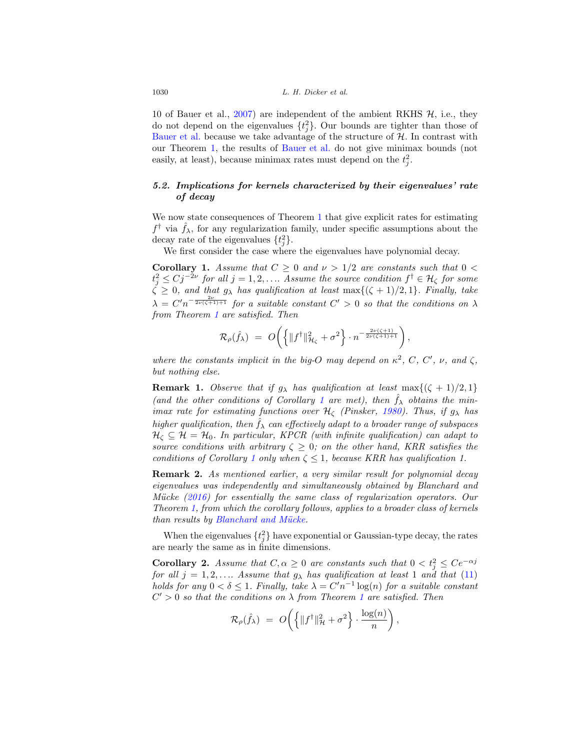10 of Bauer et al., 2007) are independent of the ambient RKHS $\mathcal{H}$, i.e., they do not depend on the eigenvalues $\{t_j^2\}$. Our bounds are tighter than those of Bauer et al. because we take advantage of the structure of $\mathcal{H}$. In contrast with our Theorem 1, the results of Bauer et al. do not give minimax bounds (not easily, at least), because minimax rates must depend on the $t_j^2$.

### 5.2. Implications for kernels characterized by their eigenvalues' rate of decay

We now state consequences of Theorem 1 that give explicit rates for estimating $f^\dagger$ via $\hat{f}_\lambda$, for any regularization family, under specific assumptions about the decay rate of the eigenvalues $\{t_j^2\}$.

We first consider the case where the eigenvalues have polynomial decay.

**Corollary 1.** *Assume that $C \geq 0$ and $\nu > 1/2$ are constants such that $0 < t_j^2 \leq Cj^{-2\nu}$ for all $j = 1, 2, \ldots$. Assume the source condition $f^\dagger \in \mathcal{H}_\zeta$ for some $\zeta \geq 0$, and that $g_\lambda$ has qualification at least $\max\{(\zeta+1)/2, 1\}$. Finally, take $\lambda = C'n^{-\frac{2\nu}{2\nu(\zeta+1)+1}}$ for a suitable constant $C' > 0$ so that the conditions on $\lambda$ from Theorem 1 are satisfied. Then*

$$\mathcal{R}_\rho(\hat{f}_\lambda) \;=\; O\left(\left\{\|f^\dagger\|_{\mathcal{H}_\zeta}^2 + \sigma^2\right\} \cdot n^{-\frac{2\nu(\zeta+1)}{2\nu(\zeta+1)+1}}\right),$$

*where the constants implicit in the big-O may depend on $\kappa^2$, $C$, $C'$, $\nu$, and $\zeta$, but nothing else.*

**Remark 1.** *Observe that if $g_\lambda$ has qualification at least $\max\{(\zeta+1)/2, 1\}$ (and the other conditions of Corollary 1 are met), then $\hat{f}_\lambda$ obtains the minimax rate for estimating functions over $\mathcal{H}_\zeta$ (Pinsker, 1980). Thus, if $g_\lambda$ has higher qualification, then $\hat{f}_\lambda$ can effectively adapt to a broader range of subspaces $\mathcal{H}_\zeta \subseteq \mathcal{H} = \mathcal{H}_0$. In particular, KPCR (with infinite qualification) can adapt to source conditions with arbitrary $\zeta \geq 0$; on the other hand, KRR satisfies the conditions of Corollary 1 only when $\zeta \leq 1$, because KRR has qualification 1.*

**Remark 2.** *As mentioned earlier, a very similar result for polynomial decay eigenvalues was independently and simultaneously obtained by Blanchard and Mücke (2016) for essentially the same class of regularization operators. Our Theorem 1, from which the corollary follows, applies to a broader class of kernels than results by Blanchard and Mücke.*

When the eigenvalues $\{t_j^2\}$ have exponential or Gaussian-type decay, the rates are nearly the same as in finite dimensions.

**Corollary 2.** *Assume that $C, \alpha \geq 0$ are constants such that $0 < t_j^2 \leq Ce^{-\alpha j}$ for all $j = 1, 2, \ldots$. Assume that $g_\lambda$ has qualification at least 1 and that (11) holds for any $0 < \delta \leq 1$. Finally, take $\lambda = C'n^{-1}\log(n)$ for a suitable constant $C' > 0$ so that the conditions on $\lambda$ from Theorem 1 are satisfied. Then*

$$\mathcal{R}_\rho(\hat{f}_\lambda) \;=\; O\left(\left\{\|f^\dagger\|_{\mathcal{H}}^2 + \sigma^2\right\} \cdot \frac{\log(n)}{n}\right),$$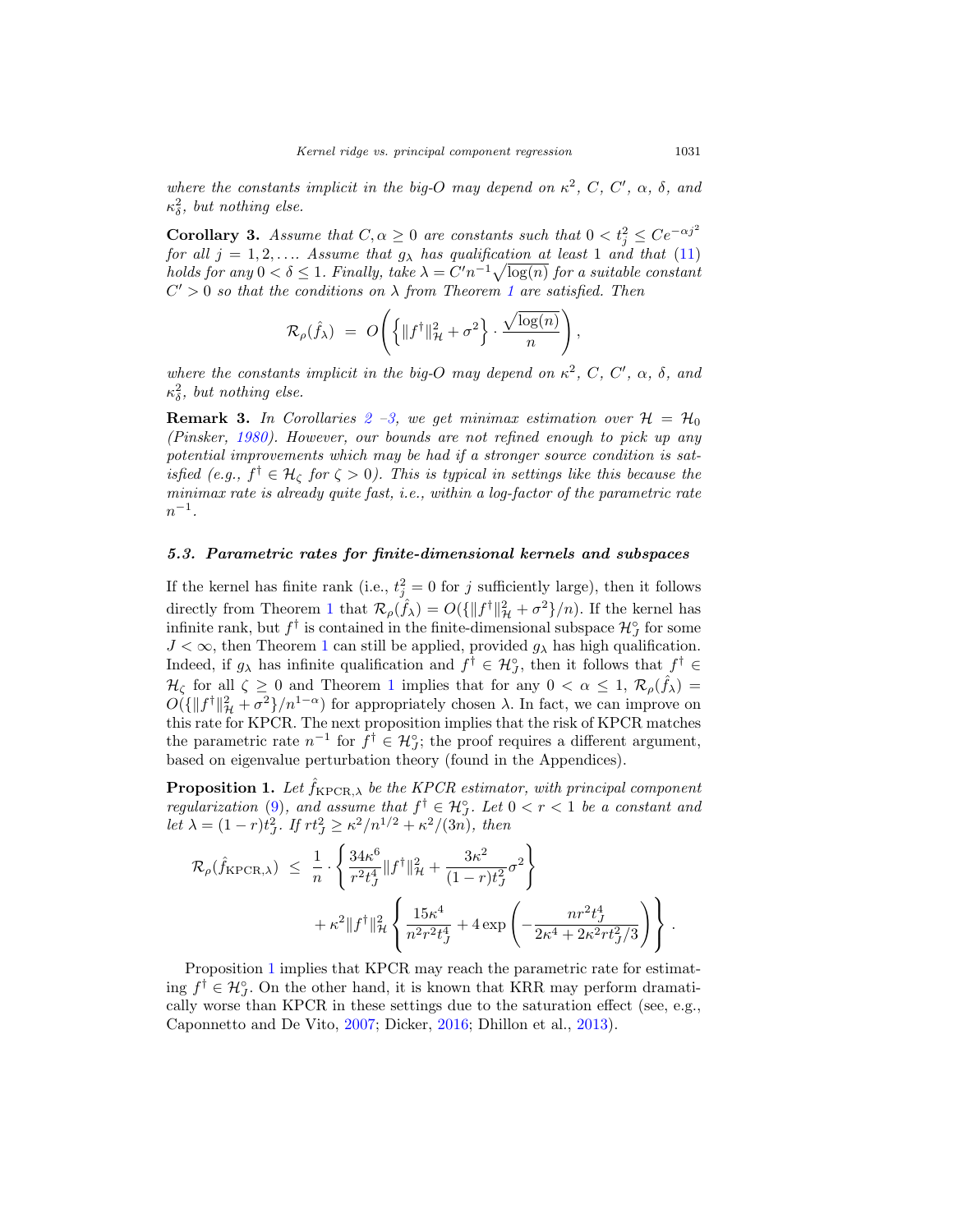where the constants implicit in the big-O may depend on $\kappa^2$, $C$, $C'$, $\alpha$, $\delta$, and $\kappa_\delta^2$, but nothing else.

**Corollary 3.** *Assume that $C, \alpha \geq 0$ are constants such that $0 < t_j^2 \leq Ce^{-\alpha j^2}$ for all $j = 1, 2, \ldots$. Assume that $g_\lambda$ has qualification at least 1 and that (11) holds for any $0 < \delta \leq 1$. Finally, take $\lambda = C'n^{-1}\sqrt{\log(n)}$ for a suitable constant $C' > 0$ so that the conditions on $\lambda$ from Theorem 1 are satisfied. Then*

$$\mathcal{R}_\rho(\hat{f}_\lambda) \;=\; O\left(\left\{\|f^\dagger\|_{\mathcal{H}}^2 + \sigma^2\right\} \cdot \frac{\sqrt{\log(n)}}{n}\right),$$

*where the constants implicit in the big-O may depend on $\kappa^2$, $C$, $C'$, $\alpha$, $\delta$, and $\kappa_\delta^2$, but nothing else.*

**Remark 3.** *In Corollaries 2 –3, we get minimax estimation over $\mathcal{H} = \mathcal{H}_0$ (Pinsker, 1980). However, our bounds are not refined enough to pick up any potential improvements which may be had if a stronger source condition is satisfied (e.g., $f^\dagger \in \mathcal{H}_\zeta$ for $\zeta > 0$). This is typical in settings like this because the minimax rate is already quite fast, i.e., within a log-factor of the parametric rate $n^{-1}$.*

### 5.3. Parametric rates for finite-dimensional kernels and subspaces

If the kernel has finite rank (i.e., $t_j^2 = 0$ for $j$ sufficiently large), then it follows directly from Theorem 1 that $\mathcal{R}_\rho(\hat{f}_\lambda) = O(\{\|f^\dagger\|_{\mathcal{H}}^2 + \sigma^2\}/n)$. If the kernel has infinite rank, but $f^\dagger$ is contained in the finite-dimensional subspace $\mathcal{H}_J^\circ$ for some $J < \infty$, then Theorem 1 can still be applied, provided $g_\lambda$ has high qualification. Indeed, if $g_\lambda$ has infinite qualification and $f^\dagger \in \mathcal{H}_J^\circ$, then it follows that $f^\dagger \in \mathcal{H}_\zeta$ for all $\zeta \geq 0$ and Theorem 1 implies that for any $0 < \alpha \leq 1$, $\mathcal{R}_\rho(\hat{f}_\lambda) = O(\{\|f^\dagger\|_{\mathcal{H}}^2 + \sigma^2\}/n^{1-\alpha})$ for appropriately chosen $\lambda$. In fact, we can improve on this rate for KPCR. The next proposition implies that the risk of KPCR matches the parametric rate $n^{-1}$ for $f^\dagger \in \mathcal{H}_J^\circ$; the proof requires a different argument, based on eigenvalue perturbation theory (found in the Appendices).

**Proposition 1.** *Let $\hat{f}_{\mathrm{KPCR},\lambda}$ be the KPCR estimator, with principal component regularization (9), and assume that $f^\dagger \in \mathcal{H}_J^\circ$. Let $0 < r < 1$ be a constant and let $\lambda = (1-r)t_J^2$. If $rt_J^2 \geq \kappa^2/n^{1/2} + \kappa^2/(3n)$, then*

$$\mathcal{R}_\rho(\hat{f}_{\mathrm{KPCR},\lambda}) \;\leq\; \frac{1}{n} \cdot \left\{\frac{34\kappa^6}{r^2 t_J^4}\|f^\dagger\|_{\mathcal{H}}^2 + \frac{3\kappa^2}{(1-r)t_J^2}\sigma^2\right\} + \kappa^2\|f^\dagger\|_{\mathcal{H}}^2\left\{\frac{15\kappa^4}{n^2 r^2 t_J^4} + 4\exp\left(-\frac{nr^2 t_J^4}{2\kappa^4 + 2\kappa^2 r t_J^2/3}\right)\right\}.$$

Proposition 1 implies that KPCR may reach the parametric rate for estimating $f^\dagger \in \mathcal{H}_J^\circ$. On the other hand, it is known that KRR may perform dramatically worse than KPCR in these settings due to the saturation effect (see, e.g., Caponnetto and De Vito, 2007; Dicker, 2016; Dhillon et al., 2013).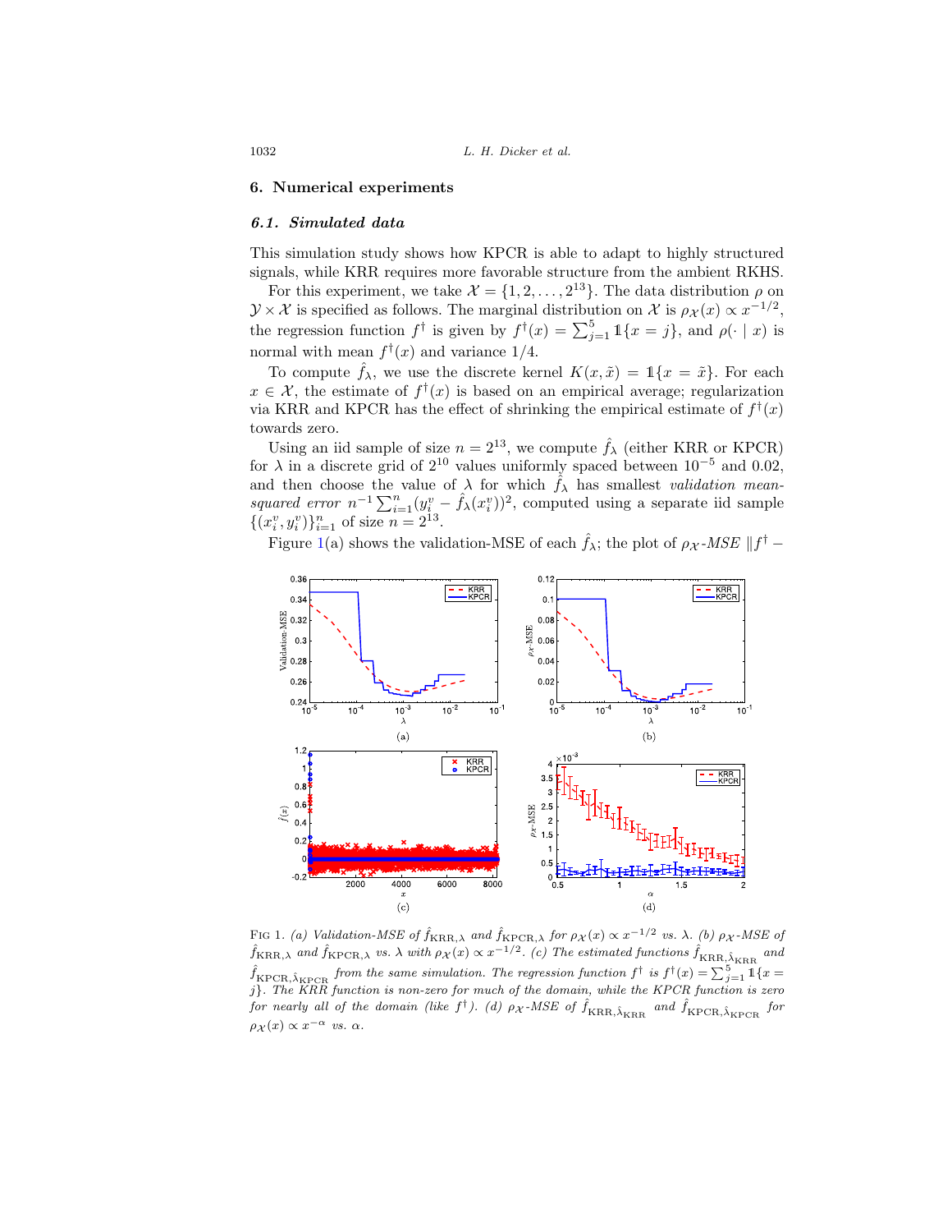## 6. Numerical experiments

### 6.1. *Simulated data*

This simulation study shows how KPCR is able to adapt to highly structured signals, while KRR requires more favorable structure from the ambient RKHS.

For this experiment, we take $\mathcal{X} = \{1, 2, \ldots, 2^{13}\}$. The data distribution $\rho$ on $\mathcal{Y} \times \mathcal{X}$ is specified as follows. The marginal distribution on $\mathcal{X}$ is $\rho_{\mathcal{X}}(x) \propto x^{-1/2}$, the regression function $f^\dagger$ is given by $f^\dagger(x) = \sum_{j=1}^{5} \mathbb{1}\{x = j\}$, and $\rho(\cdot \mid x)$ is normal with mean $f^\dagger(x)$ and variance $1/4$.

To compute $\hat{f}_\lambda$, we use the discrete kernel $K(x, \tilde{x}) = \mathbb{1}\{x = \tilde{x}\}$. For each $x \in \mathcal{X}$, the estimate of $f^\dagger(x)$ is based on an empirical average; regularization via KRR and KPCR has the effect of shrinking the empirical estimate of $f^\dagger(x)$ towards zero.

Using an iid sample of size $n = 2^{13}$, we compute $\hat{f}_\lambda$ (either KRR or KPCR) for $\lambda$ in a discrete grid of $2^{10}$ values uniformly spaced between $10^{-5}$ and $0.02$, and then choose the value of $\lambda$ for which $\hat{f}_\lambda$ has smallest *validation mean-squared error* $n^{-1} \sum_{i=1}^{n} (y_i^v - \hat{f}_\lambda(x_i^v))^2$, computed using a separate iid sample $\{(x_i^v, y_i^v)\}_{i=1}^{n}$ of size $n = 2^{13}$.

Figure 1(a) shows the validation-MSE of each $\hat{f}_\lambda$; the plot of $\rho_{\mathcal{X}}$*-MSE* $\|f^\dagger -$

FIG 1. *(a) Validation-MSE of $\hat{f}_{\mathrm{KRR},\lambda}$ and $\hat{f}_{\mathrm{KPCR},\lambda}$ for $\rho_{\mathcal{X}}(x) \propto x^{-1/2}$ vs. $\lambda$. (b) $\rho_{\mathcal{X}}$-MSE of $\hat{f}_{\mathrm{KRR},\lambda}$ and $\hat{f}_{\mathrm{KPCR},\lambda}$ vs. $\lambda$ with $\rho_{\mathcal{X}}(x) \propto x^{-1/2}$. (c) The estimated functions $\hat{f}_{\mathrm{KRR},\hat{\lambda}_{\mathrm{KRR}}}$ and $\hat{f}_{\mathrm{KPCR},\hat{\lambda}_{\mathrm{KPCR}}}$ from the same simulation. The regression function $f^\dagger$ is $f^\dagger(x) = \sum_{j=1}^{5} \mathbb{1}\{x = j\}$. The KRR function is non-zero for much of the domain, while the KPCR function is zero for nearly all of the domain (like $f^\dagger$). (d) $\rho_{\mathcal{X}}$-MSE of $\hat{f}_{\mathrm{KRR},\hat{\lambda}_{\mathrm{KRR}}}$ and $\hat{f}_{\mathrm{KPCR},\hat{\lambda}_{\mathrm{KPCR}}}$ for $\rho_{\mathcal{X}}(x) \propto x^{-\alpha}$ vs. $\alpha$.*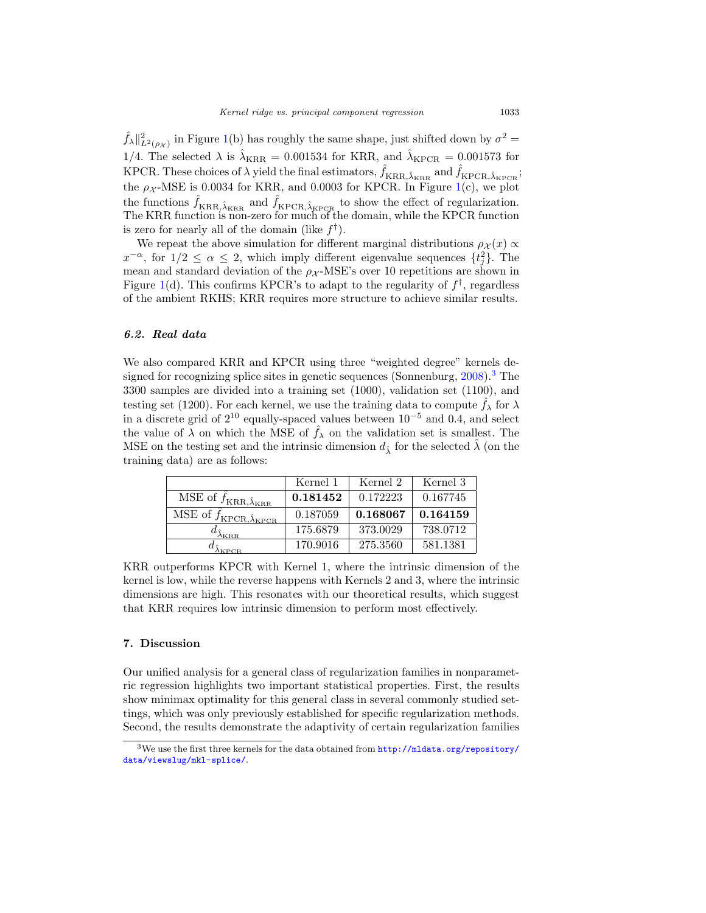$\hat{f}_\lambda\|^2_{L^2(\rho_\mathcal{X})}$ in Figure 1(b) has roughly the same shape, just shifted down by $\sigma^2 = 1/4$. The selected $\lambda$ is $\hat{\lambda}_{\mathrm{KRR}} = 0.001534$ for KRR, and $\hat{\lambda}_{\mathrm{KPCR}} = 0.001573$ for KPCR. These choices of $\lambda$ yield the final estimators, $\hat{f}_{\mathrm{KRR},\hat{\lambda}_{\mathrm{KRR}}}$ and $\hat{f}_{\mathrm{KPCR},\hat{\lambda}_{\mathrm{KPCR}}}$; the $\rho_\mathcal{X}$-MSE is 0.0034 for KRR, and 0.0003 for KPCR. In Figure 1(c), we plot the functions $\hat{f}_{\mathrm{KRR},\hat{\lambda}_{\mathrm{KRR}}}$ and $\hat{f}_{\mathrm{KPCR},\hat{\lambda}_{\mathrm{KPCR}}}$ to show the effect of regularization. The KRR function is non-zero for much of the domain, while the KPCR function is zero for nearly all of the domain (like $f^\dagger$).

We repeat the above simulation for different marginal distributions $\rho_\mathcal{X}(x) \propto x^{-\alpha}$, for $1/2 \leq \alpha \leq 2$, which imply different eigenvalue sequences $\{t_j^2\}$. The mean and standard deviation of the $\rho_\mathcal{X}$-MSE's over 10 repetitions are shown in Figure 1(d). This confirms KPCR's to adapt to the regularity of $f^\dagger$, regardless of the ambient RKHS; KRR requires more structure to achieve similar results.

### 6.2. Real data

We also compared KRR and KPCR using three "weighted degree" kernels designed for recognizing splice sites in genetic sequences (Sonnenburg, 2008).[3] The 3300 samples are divided into a training set (1000), validation set (1100), and testing set (1200). For each kernel, we use the training data to compute $\hat{f}_\lambda$ for $\lambda$ in a discrete grid of $2^{10}$ equally-spaced values between $10^{-5}$ and 0.4, and select the value of $\lambda$ on which the MSE of $\hat{f}_\lambda$ on the validation set is smallest. The MSE on the testing set and the intrinsic dimension $d_{\hat{\lambda}}$ for the selected $\hat{\lambda}$ (on the training data) are as follows:

| | Kernel 1 | Kernel 2 | Kernel 3 |
|---|---|---|---|
| MSE of $\hat{f}_{\mathrm{KRR},\hat{\lambda}_{\mathrm{KRR}}}$ | **0.181452** | 0.172223 | 0.167745 |
| MSE of $\hat{f}_{\mathrm{KPCR},\hat{\lambda}_{\mathrm{KPCR}}}$ | 0.187059 | **0.168067** | **0.164159** |
| $d_{\hat{\lambda}_{\mathrm{KRR}}}$ | 175.6879 | 373.0029 | 738.0712 |
| $d_{\hat{\lambda}_{\mathrm{KPCR}}}$ | 170.9016 | 275.3560 | 581.1381 |

KRR outperforms KPCR with Kernel 1, where the intrinsic dimension of the kernel is low, while the reverse happens with Kernels 2 and 3, where the intrinsic dimensions are high. This resonates with our theoretical results, which suggest that KRR requires low intrinsic dimension to perform most effectively.

## 7. Discussion

Our unified analysis for a general class of regularization families in nonparametric regression highlights two important statistical properties. First, the results show minimax optimality for this general class in several commonly studied settings, which was only previously established for specific regularization methods. Second, the results demonstrate the adaptivity of certain regularization families

[3] We use the first three kernels for the data obtained from http://mldata.org/repository/data/viewslug/mkl-splice/.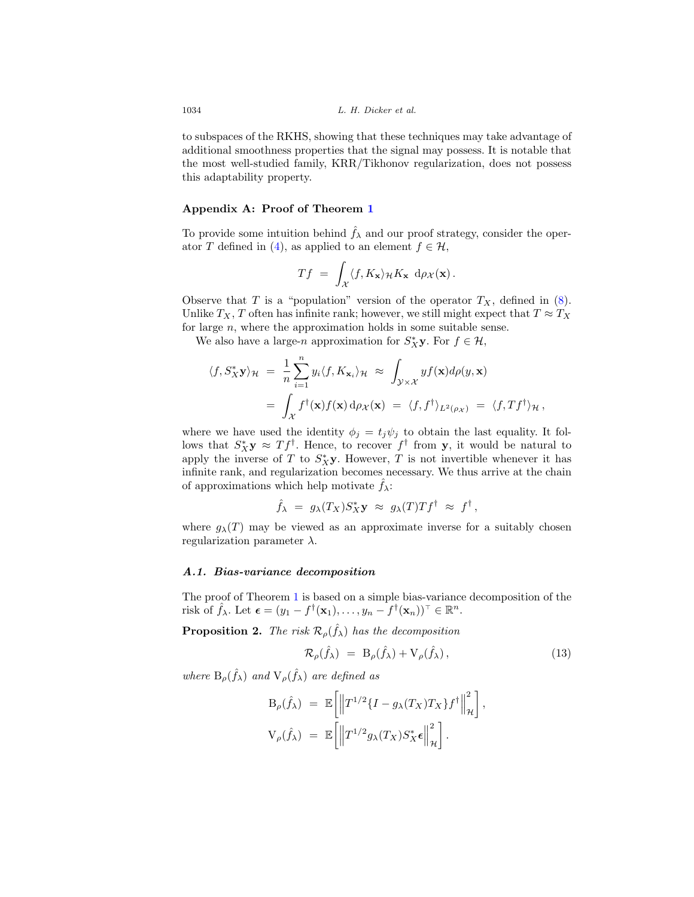to subspaces of the RKHS, showing that these techniques may take advantage of additional smoothness properties that the signal may possess. It is notable that the most well-studied family, KRR/Tikhonov regularization, does not possess this adaptability property.

## Appendix A: Proof of Theorem 1

To provide some intuition behind $\hat{f}_\lambda$ and our proof strategy, consider the operator $T$ defined in (4), as applied to an element $f \in \mathcal{H}$,

$$Tf \;=\; \int_{\mathcal{X}} \langle f, K_{\mathbf{x}} \rangle_{\mathcal{H}} K_{\mathbf{x}} \; \mathrm{d}\rho_{\mathcal{X}}(\mathbf{x})\,.$$

Observe that $T$ is a "population" version of the operator $T_X$, defined in (8). Unlike $T_X$, $T$ often has infinite rank; however, we still might expect that $T \approx T_X$ for large $n$, where the approximation holds in some suitable sense.

We also have a large-$n$ approximation for $S_X^*\mathbf{y}$. For $f \in \mathcal{H}$,

$$\begin{aligned}
\langle f, S_X^*\mathbf{y}\rangle_{\mathcal{H}} \;&=\; \frac{1}{n}\sum_{i=1}^{n} y_i \langle f, K_{\mathbf{x}_i}\rangle_{\mathcal{H}} \;\approx\; \int_{\mathcal{Y}\times\mathcal{X}} y f(\mathbf{x}) d\rho(y, \mathbf{x}) \\
&=\; \int_{\mathcal{X}} f^\dagger(\mathbf{x}) f(\mathbf{x})\, \mathrm{d}\rho_{\mathcal{X}}(\mathbf{x}) \;=\; \langle f, f^\dagger\rangle_{L^2(\rho_{\mathcal{X}})} \;=\; \langle f, Tf^\dagger\rangle_{\mathcal{H}}\,,
\end{aligned}$$

where we have used the identity $\phi_j = t_j \psi_j$ to obtain the last equality. It follows that $S_X^*\mathbf{y} \approx Tf^\dagger$. Hence, to recover $f^\dagger$ from $\mathbf{y}$, it would be natural to apply the inverse of $T$ to $S_X^*\mathbf{y}$. However, $T$ is not invertible whenever it has infinite rank, and regularization becomes necessary. We thus arrive at the chain of approximations which help motivate $\hat{f}_\lambda$:

$$\hat{f}_\lambda \;=\; g_\lambda(T_X) S_X^*\mathbf{y} \;\approx\; g_\lambda(T) T f^\dagger \;\approx\; f^\dagger\,,$$

where $g_\lambda(T)$ may be viewed as an approximate inverse for a suitably chosen regularization parameter $\lambda$.

### A.1. Bias-variance decomposition

The proof of Theorem 1 is based on a simple bias-variance decomposition of the risk of $\hat{f}_\lambda$. Let $\boldsymbol{\epsilon} = (y_1 - f^\dagger(\mathbf{x}_1), \ldots, y_n - f^\dagger(\mathbf{x}_n))^\top \in \mathbb{R}^n$.

**Proposition 2.** *The risk $\mathcal{R}_\rho(\hat{f}_\lambda)$ has the decomposition*

$$\mathcal{R}_\rho(\hat{f}_\lambda) \;=\; \mathrm{B}_\rho(\hat{f}_\lambda) + \mathrm{V}_\rho(\hat{f}_\lambda)\,, \tag{13}$$

*where $\mathrm{B}_\rho(\hat{f}_\lambda)$ and $\mathrm{V}_\rho(\hat{f}_\lambda)$ are defined as*

$$\begin{aligned}
\mathrm{B}_\rho(\hat{f}_\lambda) \;&=\; \mathbb{E}\left[\left\| T^{1/2}\{I - g_\lambda(T_X)T_X\} f^\dagger \right\|_{\mathcal{H}}^2\right], \\
\mathrm{V}_\rho(\hat{f}_\lambda) \;&=\; \mathbb{E}\left[\left\| T^{1/2} g_\lambda(T_X) S_X^* \boldsymbol{\epsilon} \right\|_{\mathcal{H}}^2\right].
\end{aligned}$$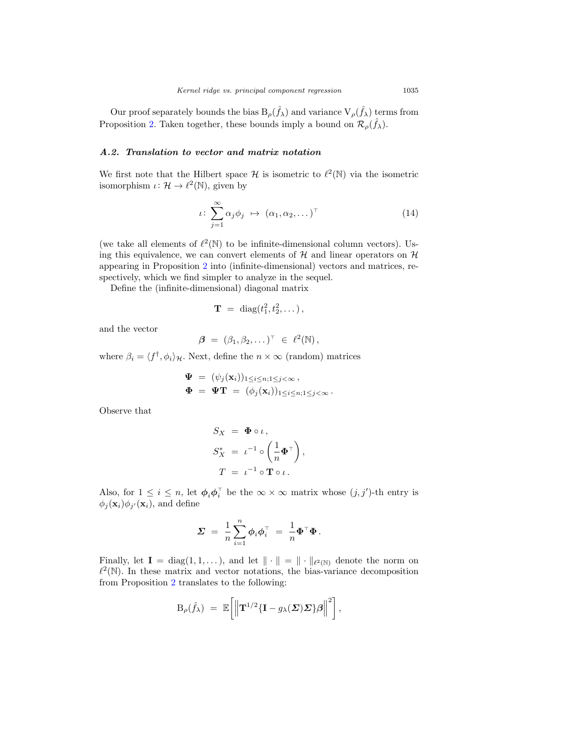Our proof separately bounds the bias $\mathrm{B}_\rho(\hat{f}_\lambda)$ and variance $\mathrm{V}_\rho(\hat{f}_\lambda)$ terms from Proposition 2. Taken together, these bounds imply a bound on $\mathcal{R}_\rho(\hat{f}_\lambda)$.

### A.2. Translation to vector and matrix notation

We first note that the Hilbert space $\mathcal{H}$ is isometric to $\ell^2(\mathbb{N})$ via the isometric isomorphism $\iota\colon \mathcal{H} \to \ell^2(\mathbb{N})$, given by

$$\iota\colon \sum_{j=1}^{\infty} \alpha_j \phi_j \;\mapsto\; (\alpha_1, \alpha_2, \dots)^\top \tag{14}$$

(we take all elements of $\ell^2(\mathbb{N})$ to be infinite-dimensional column vectors). Using this equivalence, we can convert elements of $\mathcal{H}$ and linear operators on $\mathcal{H}$ appearing in Proposition 2 into (infinite-dimensional) vectors and matrices, respectively, which we find simpler to analyze in the sequel.

Define the (infinite-dimensional) diagonal matrix

$$\mathbf{T} \;=\; \mathrm{diag}(t_1^2, t_2^2, \dots)\,,$$

and the vector

$$\boldsymbol{\beta} \;=\; (\beta_1, \beta_2, \dots)^\top \;\in\; \ell^2(\mathbb{N})\,,$$

where $\beta_i = \langle f^\dagger, \phi_i \rangle_{\mathcal{H}}$. Next, define the $n \times \infty$ (random) matrices

$$\begin{aligned}
\boldsymbol{\Psi} \;&=\; (\psi_j(\mathbf{x}_i))_{1 \le i \le n; 1 \le j < \infty}\,, \\
\boldsymbol{\Phi} \;&=\; \boldsymbol{\Psi}\mathbf{T} \;=\; (\phi_j(\mathbf{x}_i))_{1 \le i \le n; 1 \le j < \infty}\,.
\end{aligned}$$

Observe that

$$\begin{aligned}
S_X \;&=\; \boldsymbol{\Phi} \circ \iota\,, \\
S_X^* \;&=\; \iota^{-1} \circ \left(\frac{1}{n}\boldsymbol{\Phi}^\top\right), \\
T \;&=\; \iota^{-1} \circ \mathbf{T} \circ \iota\,.
\end{aligned}$$

Also, for $1 \le i \le n$, let $\boldsymbol{\phi}_i \boldsymbol{\phi}_i^\top$ be the $\infty \times \infty$ matrix whose $(j, j')$-th entry is $\phi_j(\mathbf{x}_i)\phi_{j'}(\mathbf{x}_i)$, and define

$$\boldsymbol{\Sigma} \;=\; \frac{1}{n}\sum_{i=1}^{n} \boldsymbol{\phi}_i \boldsymbol{\phi}_i^\top \;=\; \frac{1}{n}\boldsymbol{\Phi}^\top \boldsymbol{\Phi}\,.$$

Finally, let $\mathbf{I} = \mathrm{diag}(1, 1, \dots)$, and let $\|\cdot\| = \|\cdot\|_{\ell^2(\mathbb{N})}$ denote the norm on $\ell^2(\mathbb{N})$. In these matrix and vector notations, the bias-variance decomposition from Proposition 2 translates to the following:

$$\mathrm{B}_\rho(\hat{f}_\lambda) \;=\; \mathbb{E}\!\left[\left\|\mathbf{T}^{1/2}\{\mathbf{I} - g_\lambda(\boldsymbol{\Sigma})\boldsymbol{\Sigma}\}\boldsymbol{\beta}\right\|^2\right],$$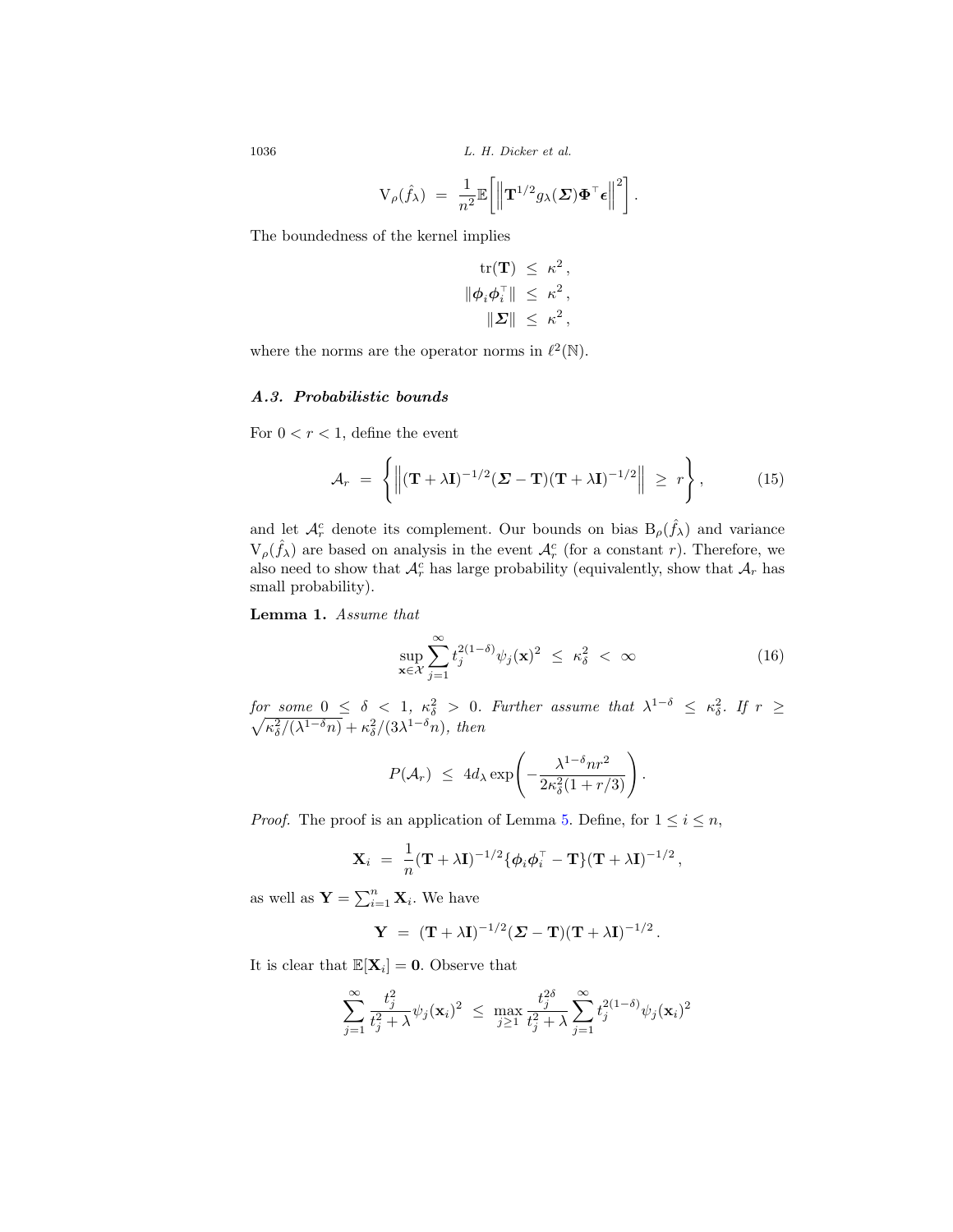$$
\mathrm{V}_\rho(\hat{f}_\lambda) \;=\; \frac{1}{n^2}\mathbb{E}\bigg[\Big\|\mathbf{T}^{1/2} g_\lambda(\boldsymbol{\Sigma})\boldsymbol{\Phi}^\top\boldsymbol{\epsilon}\Big\|^2\bigg].
$$

The boundedness of the kernel implies

$$
\begin{aligned}
\operatorname{tr}(\mathbf{T}) \;&\leq\; \kappa^2\,,\\
\|\boldsymbol{\phi}_i\boldsymbol{\phi}_i^\top\| \;&\leq\; \kappa^2\,,\\
\|\boldsymbol{\Sigma}\| \;&\leq\; \kappa^2\,,
\end{aligned}
$$

where the norms are the operator norms in $\ell^2(\mathbb{N})$.

### *A.3. Probabilistic bounds*

For $0 < r < 1$, define the event

$$
\mathcal{A}_r \;=\; \left\{\Big\|(\mathbf{T}+\lambda\mathbf{I})^{-1/2}(\boldsymbol{\Sigma}-\mathbf{T})(\mathbf{T}+\lambda\mathbf{I})^{-1/2}\Big\| \;\geq\; r\right\}, \tag{15}
$$

and let $\mathcal{A}_r^c$ denote its complement. Our bounds on bias $\mathrm{B}_\rho(\hat{f}_\lambda)$ and variance $\mathrm{V}_\rho(\hat{f}_\lambda)$ are based on analysis in the event $\mathcal{A}_r^c$ (for a constant $r$). Therefore, we also need to show that $\mathcal{A}_r^c$ has large probability (equivalently, show that $\mathcal{A}_r$ has small probability).

**Lemma 1.** *Assume that*

$$
\sup_{\mathbf{x}\in\mathcal{X}}\sum_{j=1}^{\infty} t_j^{2(1-\delta)}\psi_j(\mathbf{x})^2 \;\leq\; \kappa_\delta^2 \;<\; \infty \tag{16}
$$

*for some* $0 \leq \delta < 1$, $\kappa_\delta^2 > 0$*. Further assume that* $\lambda^{1-\delta} \leq \kappa_\delta^2$*. If* $r \geq \sqrt{\kappa_\delta^2/(\lambda^{1-\delta}n)} + \kappa_\delta^2/(3\lambda^{1-\delta}n)$*, then*

$$
P(\mathcal{A}_r) \;\leq\; 4d_\lambda \exp\left(-\frac{\lambda^{1-\delta}nr^2}{2\kappa_\delta^2(1+r/3)}\right).
$$

*Proof.* The proof is an application of Lemma 5. Define, for $1 \leq i \leq n$,

$$
\mathbf{X}_i \;=\; \frac{1}{n}(\mathbf{T}+\lambda\mathbf{I})^{-1/2}\{\boldsymbol{\phi}_i\boldsymbol{\phi}_i^\top - \mathbf{T}\}(\mathbf{T}+\lambda\mathbf{I})^{-1/2}\,,
$$

as well as $\mathbf{Y} = \sum_{i=1}^n \mathbf{X}_i$. We have

$$
\mathbf{Y} \;=\; (\mathbf{T}+\lambda\mathbf{I})^{-1/2}(\boldsymbol{\Sigma}-\mathbf{T})(\mathbf{T}+\lambda\mathbf{I})^{-1/2}\,.
$$

It is clear that $\mathbb{E}[\mathbf{X}_i] = \mathbf{0}$. Observe that

$$
\sum_{j=1}^{\infty}\frac{t_j^2}{t_j^2+\lambda}\psi_j(\mathbf{x}_i)^2 \;\leq\; \max_{j\geq 1}\frac{t_j^{2\delta}}{t_j^2+\lambda}\sum_{j=1}^{\infty} t_j^{2(1-\delta)}\psi_j(\mathbf{x}_i)^2
$$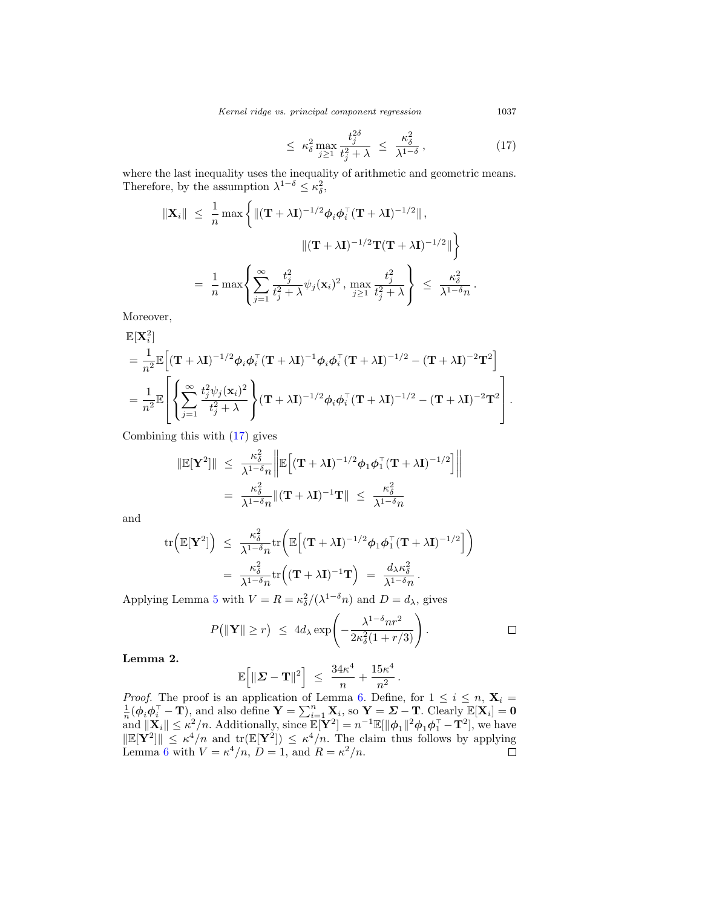$$\leq \kappa_\delta^2 \max_{j \geq 1} \frac{t_j^{2\delta}}{t_j^2 + \lambda} \leq \frac{\kappa_\delta^2}{\lambda^{1-\delta}}, \tag{17}$$

where the last inequality uses the inequality of arithmetic and geometric means. Therefore, by the assumption $\lambda^{1-\delta} \leq \kappa_\delta^2$,

$$\begin{aligned}
\|\mathbf{X}_i\| &\leq \frac{1}{n} \max \bigg\{ \|(\mathbf{T} + \lambda \mathbf{I})^{-1/2} \boldsymbol{\phi}_i \boldsymbol{\phi}_i^\top (\mathbf{T} + \lambda \mathbf{I})^{-1/2}\|, \\
&\qquad\qquad \|(\mathbf{T} + \lambda \mathbf{I})^{-1/2} \mathbf{T} (\mathbf{T} + \lambda \mathbf{I})^{-1/2}\| \bigg\} \\
&= \frac{1}{n} \max \left\{ \sum_{j=1}^\infty \frac{t_j^2}{t_j^2 + \lambda} \psi_j(\mathbf{x}_i)^2, \max_{j \geq 1} \frac{t_j^2}{t_j^2 + \lambda} \right\} \leq \frac{\kappa_\delta^2}{\lambda^{1-\delta} n}.
\end{aligned}$$

Moreover,

$$\begin{aligned}
&\mathbb{E}[\mathbf{X}_i^2] \\
&= \frac{1}{n^2} \mathbb{E}\Big[ (\mathbf{T} + \lambda \mathbf{I})^{-1/2} \boldsymbol{\phi}_i \boldsymbol{\phi}_i^\top (\mathbf{T} + \lambda \mathbf{I})^{-1} \boldsymbol{\phi}_i \boldsymbol{\phi}_i^\top (\mathbf{T} + \lambda \mathbf{I})^{-1/2} - (\mathbf{T} + \lambda \mathbf{I})^{-2} \mathbf{T}^2 \Big] \\
&= \frac{1}{n^2} \mathbb{E}\left[ \left\{ \sum_{j=1}^\infty \frac{t_j^2 \psi_j(\mathbf{x}_i)^2}{t_j^2 + \lambda} \right\} (\mathbf{T} + \lambda \mathbf{I})^{-1/2} \boldsymbol{\phi}_i \boldsymbol{\phi}_i^\top (\mathbf{T} + \lambda \mathbf{I})^{-1/2} - (\mathbf{T} + \lambda \mathbf{I})^{-2} \mathbf{T}^2 \right].
\end{aligned}$$

Combining this with (17) gives

$$\begin{aligned}
\|\mathbb{E}[\mathbf{Y}^2]\| &\leq \frac{\kappa_\delta^2}{\lambda^{1-\delta} n} \left\| \mathbb{E}\Big[ (\mathbf{T} + \lambda \mathbf{I})^{-1/2} \boldsymbol{\phi}_1 \boldsymbol{\phi}_1^\top (\mathbf{T} + \lambda \mathbf{I})^{-1/2} \Big] \right\| \\
&= \frac{\kappa_\delta^2}{\lambda^{1-\delta} n} \|(\mathbf{T} + \lambda \mathbf{I})^{-1} \mathbf{T}\| \leq \frac{\kappa_\delta^2}{\lambda^{1-\delta} n}
\end{aligned}$$

and

$$\begin{aligned}
\operatorname{tr}\Big(\mathbb{E}[\mathbf{Y}^2]\Big) &\leq \frac{\kappa_\delta^2}{\lambda^{1-\delta} n} \operatorname{tr}\Big( \mathbb{E}\Big[ (\mathbf{T} + \lambda \mathbf{I})^{-1/2} \boldsymbol{\phi}_1 \boldsymbol{\phi}_1^\top (\mathbf{T} + \lambda \mathbf{I})^{-1/2} \Big] \Big) \\
&= \frac{\kappa_\delta^2}{\lambda^{1-\delta} n} \operatorname{tr}\Big( (\mathbf{T} + \lambda \mathbf{I})^{-1} \mathbf{T} \Big) = \frac{d_\lambda \kappa_\delta^2}{\lambda^{1-\delta} n}.
\end{aligned}$$

Applying Lemma 5 with $V = R = \kappa_\delta^2 / (\lambda^{1-\delta} n)$ and $D = d_\lambda$, gives

$$P\big(\|\mathbf{Y}\| \geq r\big) \leq 4 d_\lambda \exp\left( -\frac{\lambda^{1-\delta} n r^2}{2 \kappa_\delta^2 (1 + r/3)} \right). \qquad \square$$

**Lemma 2.**

$$\mathbb{E}\Big[ \|\boldsymbol{\Sigma} - \mathbf{T}\|^2 \Big] \leq \frac{34 \kappa^4}{n} + \frac{15 \kappa^4}{n^2}.$$

*Proof.* The proof is an application of Lemma 6. Define, for $1 \leq i \leq n$, $\mathbf{X}_i = \frac{1}{n}(\boldsymbol{\phi}_i \boldsymbol{\phi}_i^\top - \mathbf{T})$, and also define $\mathbf{Y} = \sum_{i=1}^n \mathbf{X}_i$, so $\mathbf{Y} = \boldsymbol{\Sigma} - \mathbf{T}$. Clearly $\mathbb{E}[\mathbf{X}_i] = \mathbf{0}$ and $\|\mathbf{X}_i\| \leq \kappa^2/n$. Additionally, since $\mathbb{E}[\mathbf{Y}^2] = n^{-1} \mathbb{E}[\|\boldsymbol{\phi}_1\|^2 \boldsymbol{\phi}_1 \boldsymbol{\phi}_1^\top - \mathbf{T}^2]$, we have $\|\mathbb{E}[\mathbf{Y}^2]\| \leq \kappa^4/n$ and $\operatorname{tr}(\mathbb{E}[\mathbf{Y}^2]) \leq \kappa^4/n$. The claim thus follows by applying Lemma 6 with $V = \kappa^4/n$, $D = 1$, and $R = \kappa^2/n$. $\square$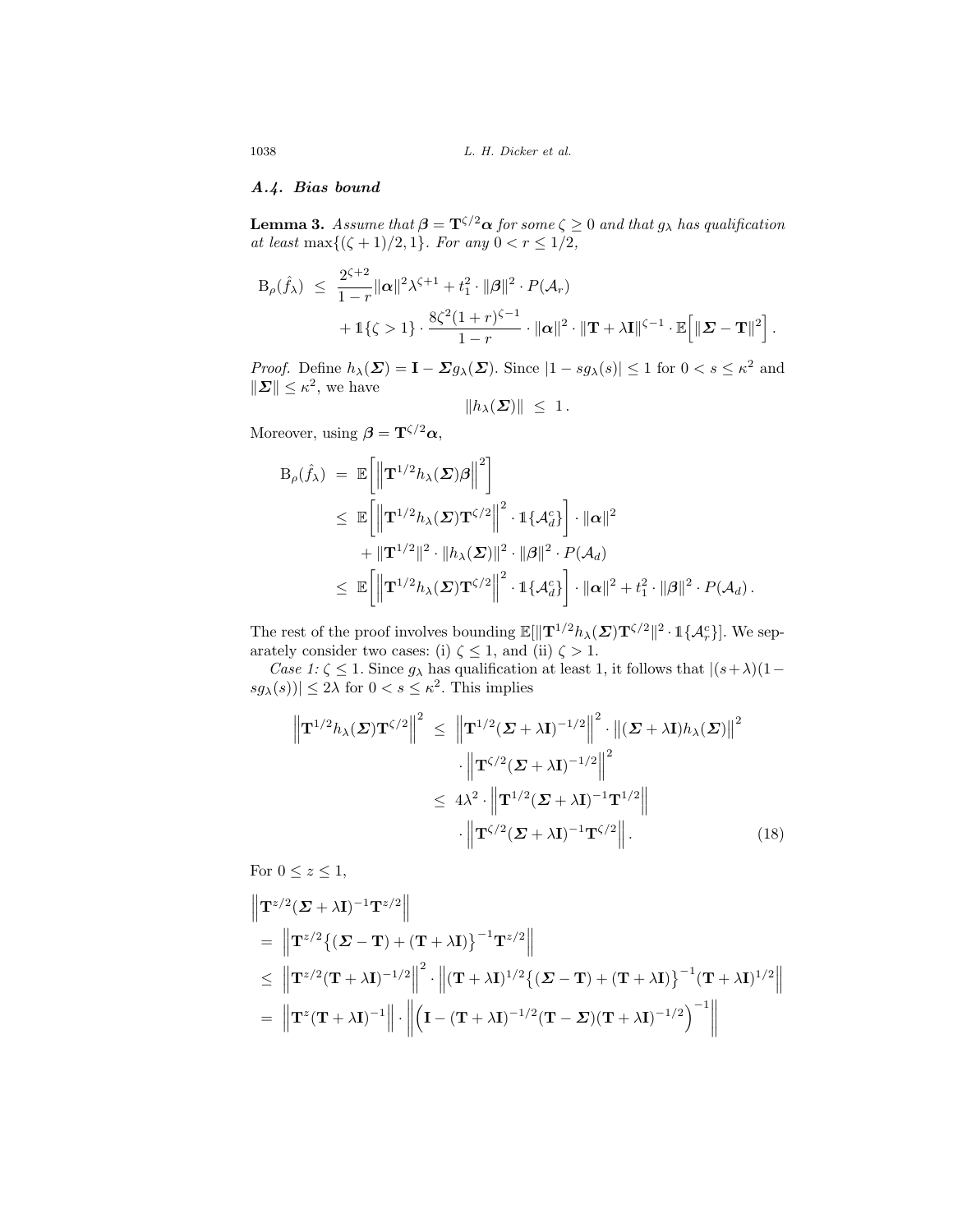### A.4. Bias bound

**Lemma 3.** *Assume that $\boldsymbol{\beta} = \mathbf{T}^{\zeta/2}\boldsymbol{\alpha}$ for some $\zeta \geq 0$ and that $g_\lambda$ has qualification at least $\max\{(\zeta+1)/2, 1\}$. For any $0 < r \leq 1/2$,*

$$\mathrm{B}_\rho(\hat{f}_\lambda) \;\leq\; \frac{2^{\zeta+2}}{1-r}\|\boldsymbol{\alpha}\|^2\lambda^{\zeta+1} + t_1^2 \cdot \|\boldsymbol{\beta}\|^2 \cdot P(\mathcal{A}_r) + \mathbb{1}\{\zeta > 1\} \cdot \frac{8\zeta^2(1+r)^{\zeta-1}}{1-r} \cdot \|\boldsymbol{\alpha}\|^2 \cdot \|\mathbf{T} + \lambda\mathbf{I}\|^{\zeta-1} \cdot \mathbb{E}\Big[\|\boldsymbol{\Sigma} - \mathbf{T}\|^2\Big].$$

*Proof.* Define $h_\lambda(\boldsymbol{\Sigma}) = \mathbf{I} - \boldsymbol{\Sigma} g_\lambda(\boldsymbol{\Sigma})$. Since $|1 - sg_\lambda(s)| \leq 1$ for $0 < s \leq \kappa^2$ and $\|\boldsymbol{\Sigma}\| \leq \kappa^2$, we have

$$\|h_\lambda(\boldsymbol{\Sigma})\| \;\leq\; 1\,.$$

Moreover, using $\boldsymbol{\beta} = \mathbf{T}^{\zeta/2}\boldsymbol{\alpha}$,

$$\begin{aligned}
\mathrm{B}_\rho(\hat{f}_\lambda) \;&=\; \mathbb{E}\left[\left\|\mathbf{T}^{1/2} h_\lambda(\boldsymbol{\Sigma})\boldsymbol{\beta}\right\|^2\right] \\
&\leq\; \mathbb{E}\left[\left\|\mathbf{T}^{1/2} h_\lambda(\boldsymbol{\Sigma})\mathbf{T}^{\zeta/2}\right\|^2 \cdot \mathbb{1}\{\mathcal{A}_d^c\}\right] \cdot \|\boldsymbol{\alpha}\|^2 \\
&\quad + \|\mathbf{T}^{1/2}\|^2 \cdot \|h_\lambda(\boldsymbol{\Sigma})\|^2 \cdot \|\boldsymbol{\beta}\|^2 \cdot P(\mathcal{A}_d) \\
&\leq\; \mathbb{E}\left[\left\|\mathbf{T}^{1/2} h_\lambda(\boldsymbol{\Sigma})\mathbf{T}^{\zeta/2}\right\|^2 \cdot \mathbb{1}\{\mathcal{A}_d^c\}\right] \cdot \|\boldsymbol{\alpha}\|^2 + t_1^2 \cdot \|\boldsymbol{\beta}\|^2 \cdot P(\mathcal{A}_d)\,.
\end{aligned}$$

The rest of the proof involves bounding $\mathbb{E}[\|\mathbf{T}^{1/2} h_\lambda(\boldsymbol{\Sigma})\mathbf{T}^{\zeta/2}\|^2 \cdot \mathbb{1}\{\mathcal{A}_r^c\}]$. We separately consider two cases: (i) $\zeta \leq 1$, and (ii) $\zeta > 1$.

*Case 1:* $\zeta \leq 1$. Since $g_\lambda$ has qualification at least 1, it follows that $|(s+\lambda)(1 - sg_\lambda(s))| \leq 2\lambda$ for $0 < s \leq \kappa^2$. This implies

$$\begin{aligned}
\left\|\mathbf{T}^{1/2} h_\lambda(\boldsymbol{\Sigma})\mathbf{T}^{\zeta/2}\right\|^2 \;&\leq\; \left\|\mathbf{T}^{1/2}(\boldsymbol{\Sigma} + \lambda\mathbf{I})^{-1/2}\right\|^2 \cdot \left\|(\boldsymbol{\Sigma} + \lambda\mathbf{I})h_\lambda(\boldsymbol{\Sigma})\right\|^2 \\
&\quad \cdot \left\|\mathbf{T}^{\zeta/2}(\boldsymbol{\Sigma} + \lambda\mathbf{I})^{-1/2}\right\|^2 \\
&\leq\; 4\lambda^2 \cdot \left\|\mathbf{T}^{1/2}(\boldsymbol{\Sigma} + \lambda\mathbf{I})^{-1}\mathbf{T}^{1/2}\right\| \\
&\quad \cdot \left\|\mathbf{T}^{\zeta/2}(\boldsymbol{\Sigma} + \lambda\mathbf{I})^{-1}\mathbf{T}^{\zeta/2}\right\|. \qquad (18)
\end{aligned}$$

For $0 \leq z \leq 1$,

$$\begin{aligned}
&\left\|\mathbf{T}^{z/2}(\boldsymbol{\Sigma} + \lambda\mathbf{I})^{-1}\mathbf{T}^{z/2}\right\| \\
&=\; \left\|\mathbf{T}^{z/2}\big\{(\boldsymbol{\Sigma} - \mathbf{T}) + (\mathbf{T} + \lambda\mathbf{I})\big\}^{-1}\mathbf{T}^{z/2}\right\| \\
&\leq\; \left\|\mathbf{T}^{z/2}(\mathbf{T} + \lambda\mathbf{I})^{-1/2}\right\|^2 \cdot \left\|(\mathbf{T} + \lambda\mathbf{I})^{1/2}\big\{(\boldsymbol{\Sigma} - \mathbf{T}) + (\mathbf{T} + \lambda\mathbf{I})\big\}^{-1}(\mathbf{T} + \lambda\mathbf{I})^{1/2}\right\| \\
&=\; \left\|\mathbf{T}^{z}(\mathbf{T} + \lambda\mathbf{I})^{-1}\right\| \cdot \left\|\Big(\mathbf{I} - (\mathbf{T} + \lambda\mathbf{I})^{-1/2}(\mathbf{T} - \boldsymbol{\Sigma})(\mathbf{T} + \lambda\mathbf{I})^{-1/2}\Big)^{-1}\right\|
\end{aligned}$$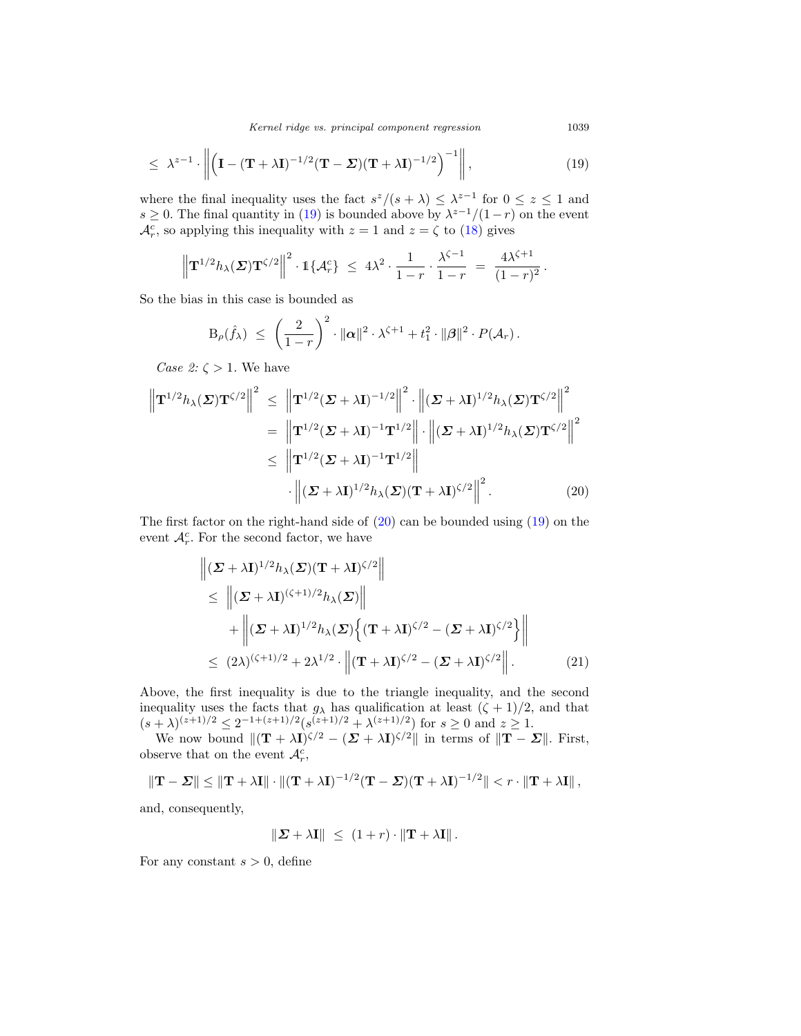$$\leq \lambda^{z-1} \cdot \left\| \left( \mathbf{I} - (\mathbf{T} + \lambda \mathbf{I})^{-1/2} (\mathbf{T} - \boldsymbol{\Sigma}) (\mathbf{T} + \lambda \mathbf{I})^{-1/2} \right)^{-1} \right\|, \tag{19}$$

where the final inequality uses the fact $s^z/(s+\lambda) \leq \lambda^{z-1}$ for $0 \leq z \leq 1$ and $s \geq 0$. The final quantity in (19) is bounded above by $\lambda^{z-1}/(1-r)$ on the event $\mathcal{A}_r^c$, so applying this inequality with $z = 1$ and $z = \zeta$ to (18) gives

$$\left\| \mathbf{T}^{1/2} h_\lambda(\boldsymbol{\Sigma}) \mathbf{T}^{\zeta/2} \right\|^2 \cdot \mathbb{1}\{\mathcal{A}_r^c\} \leq 4\lambda^2 \cdot \frac{1}{1-r} \cdot \frac{\lambda^{\zeta-1}}{1-r} = \frac{4\lambda^{\zeta+1}}{(1-r)^2} .$$

So the bias in this case is bounded as

$$\mathrm{B}_\rho(\hat{f}_\lambda) \leq \left( \frac{2}{1-r} \right)^2 \cdot \|\boldsymbol{\alpha}\|^2 \cdot \lambda^{\zeta+1} + t_1^2 \cdot \|\boldsymbol{\beta}\|^2 \cdot P(\mathcal{A}_r) .$$

*Case 2:* $\zeta > 1$. We have

$$\begin{aligned}
\left\| \mathbf{T}^{1/2} h_\lambda(\boldsymbol{\Sigma}) \mathbf{T}^{\zeta/2} \right\|^2 &\leq \left\| \mathbf{T}^{1/2} (\boldsymbol{\Sigma} + \lambda \mathbf{I})^{-1/2} \right\|^2 \cdot \left\| (\boldsymbol{\Sigma} + \lambda \mathbf{I})^{1/2} h_\lambda(\boldsymbol{\Sigma}) \mathbf{T}^{\zeta/2} \right\|^2 \\
&= \left\| \mathbf{T}^{1/2} (\boldsymbol{\Sigma} + \lambda \mathbf{I})^{-1} \mathbf{T}^{1/2} \right\| \cdot \left\| (\boldsymbol{\Sigma} + \lambda \mathbf{I})^{1/2} h_\lambda(\boldsymbol{\Sigma}) \mathbf{T}^{\zeta/2} \right\|^2 \\
&\leq \left\| \mathbf{T}^{1/2} (\boldsymbol{\Sigma} + \lambda \mathbf{I})^{-1} \mathbf{T}^{1/2} \right\| \\
&\quad \cdot \left\| (\boldsymbol{\Sigma} + \lambda \mathbf{I})^{1/2} h_\lambda(\boldsymbol{\Sigma}) (\mathbf{T} + \lambda \mathbf{I})^{\zeta/2} \right\|^2 .
\end{aligned} \tag{20}$$

The first factor on the right-hand side of (20) can be bounded using (19) on the event $\mathcal{A}_r^c$. For the second factor, we have

$$\begin{aligned}
&\left\| (\boldsymbol{\Sigma} + \lambda \mathbf{I})^{1/2} h_\lambda(\boldsymbol{\Sigma}) (\mathbf{T} + \lambda \mathbf{I})^{\zeta/2} \right\| \\
&\leq \left\| (\boldsymbol{\Sigma} + \lambda \mathbf{I})^{(\zeta+1)/2} h_\lambda(\boldsymbol{\Sigma}) \right\| \\
&\quad + \left\| (\boldsymbol{\Sigma} + \lambda \mathbf{I})^{1/2} h_\lambda(\boldsymbol{\Sigma}) \left\{ (\mathbf{T} + \lambda \mathbf{I})^{\zeta/2} - (\boldsymbol{\Sigma} + \lambda \mathbf{I})^{\zeta/2} \right\} \right\| \\
&\leq (2\lambda)^{(\zeta+1)/2} + 2\lambda^{1/2} \cdot \left\| (\mathbf{T} + \lambda \mathbf{I})^{\zeta/2} - (\boldsymbol{\Sigma} + \lambda \mathbf{I})^{\zeta/2} \right\| .
\end{aligned} \tag{21}$$

Above, the first inequality is due to the triangle inequality, and the second inequality uses the facts that $g_\lambda$ has qualification at least $(\zeta+1)/2$, and that $(s+\lambda)^{(z+1)/2} \leq 2^{-1+(z+1)/2}(s^{(z+1)/2} + \lambda^{(z+1)/2})$ for $s \geq 0$ and $z \geq 1$.

We now bound $\|(\mathbf{T} + \lambda \mathbf{I})^{\zeta/2} - (\boldsymbol{\Sigma} + \lambda \mathbf{I})^{\zeta/2}\|$ in terms of $\|\mathbf{T} - \boldsymbol{\Sigma}\|$. First, observe that on the event $\mathcal{A}_r^c$,

$$\|\mathbf{T} - \boldsymbol{\Sigma}\| \leq \|\mathbf{T} + \lambda \mathbf{I}\| \cdot \|(\mathbf{T} + \lambda \mathbf{I})^{-1/2} (\mathbf{T} - \boldsymbol{\Sigma}) (\mathbf{T} + \lambda \mathbf{I})^{-1/2}\| < r \cdot \|\mathbf{T} + \lambda \mathbf{I}\| ,$$

and, consequently,

$$\|\boldsymbol{\Sigma} + \lambda \mathbf{I}\| \leq (1+r) \cdot \|\mathbf{T} + \lambda \mathbf{I}\| .$$

For any constant $s > 0$, define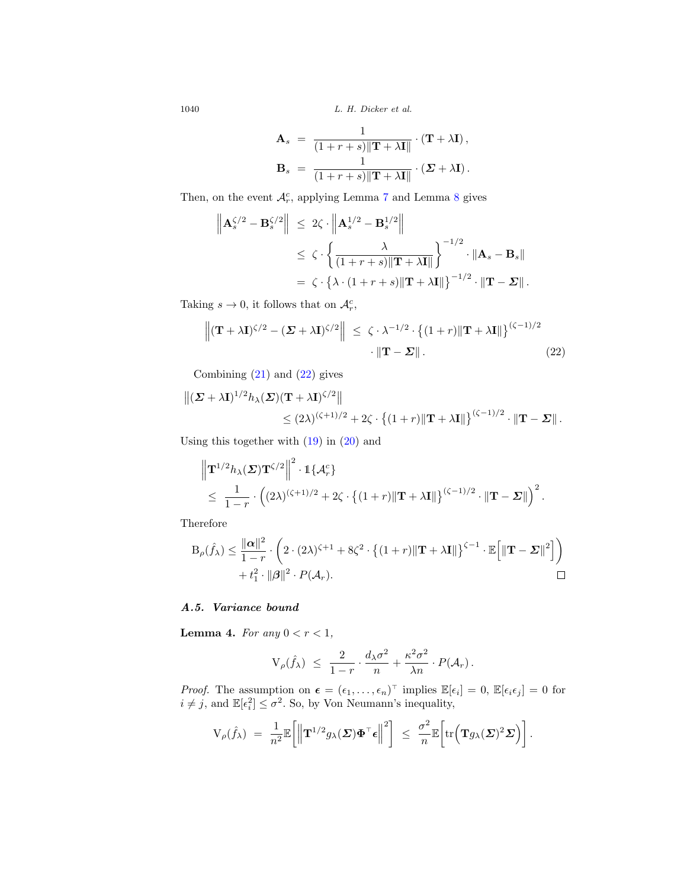$$
\begin{aligned}
\mathbf{A}_s &= \frac{1}{(1+r+s)\|\mathbf{T}+\lambda\mathbf{I}\|}\cdot(\mathbf{T}+\lambda\mathbf{I}),\\
\mathbf{B}_s &= \frac{1}{(1+r+s)\|\mathbf{T}+\lambda\mathbf{I}\|}\cdot(\boldsymbol{\Sigma}+\lambda\mathbf{I}).
\end{aligned}
$$

Then, on the event $\mathcal{A}_r^c$, applying Lemma 7 and Lemma 8 gives

$$
\begin{aligned}
\left\|\mathbf{A}_s^{\zeta/2}-\mathbf{B}_s^{\zeta/2}\right\| &\le 2\zeta\cdot\left\|\mathbf{A}_s^{1/2}-\mathbf{B}_s^{1/2}\right\|\\
&\le \zeta\cdot\left\{\frac{\lambda}{(1+r+s)\|\mathbf{T}+\lambda\mathbf{I}\|}\right\}^{-1/2}\cdot\|\mathbf{A}_s-\mathbf{B}_s\|\\
&= \zeta\cdot\left\{\lambda\cdot(1+r+s)\|\mathbf{T}+\lambda\mathbf{I}\|\right\}^{-1/2}\cdot\|\mathbf{T}-\boldsymbol{\Sigma}\|.
\end{aligned}
$$

Taking $s\to 0$, it follows that on $\mathcal{A}_r^c$,

$$
\begin{aligned}
\left\|(\mathbf{T}+\lambda\mathbf{I})^{\zeta/2}-(\boldsymbol{\Sigma}+\lambda\mathbf{I})^{\zeta/2}\right\| \le\ & \zeta\cdot\lambda^{-1/2}\cdot\left\{(1+r)\|\mathbf{T}+\lambda\mathbf{I}\|\right\}^{(\zeta-1)/2}\\
&\cdot\|\mathbf{T}-\boldsymbol{\Sigma}\|. \qquad (22)
\end{aligned}
$$

Combining (21) and (22) gives

$$
\begin{aligned}
&\left\|(\boldsymbol{\Sigma}+\lambda\mathbf{I})^{1/2}h_\lambda(\boldsymbol{\Sigma})(\mathbf{T}+\lambda\mathbf{I})^{\zeta/2}\right\|\\
&\qquad\le (2\lambda)^{(\zeta+1)/2}+2\zeta\cdot\left\{(1+r)\|\mathbf{T}+\lambda\mathbf{I}\|\right\}^{(\zeta-1)/2}\cdot\|\mathbf{T}-\boldsymbol{\Sigma}\|.
\end{aligned}
$$

Using this together with (19) in (20) and

$$
\begin{aligned}
&\left\|\mathbf{T}^{1/2}h_\lambda(\boldsymbol{\Sigma})\mathbf{T}^{\zeta/2}\right\|^2\cdot\mathbb{1}\{\mathcal{A}_r^c\}\\
&\le \frac{1}{1-r}\cdot\left((2\lambda)^{(\zeta+1)/2}+2\zeta\cdot\left\{(1+r)\|\mathbf{T}+\lambda\mathbf{I}\|\right\}^{(\zeta-1)/2}\cdot\|\mathbf{T}-\boldsymbol{\Sigma}\|\right)^2.
\end{aligned}
$$

Therefore

$$
\begin{aligned}
\mathrm{B}_\rho(\hat f_\lambda) \le\ & \frac{\|\boldsymbol{\alpha}\|^2}{1-r}\cdot\left(2\cdot(2\lambda)^{\zeta+1}+8\zeta^2\cdot\left\{(1+r)\|\mathbf{T}+\lambda\mathbf{I}\|\right\}^{\zeta-1}\cdot\mathbb{E}\left[\|\mathbf{T}-\boldsymbol{\Sigma}\|^2\right]\right)\\
&+t_1^2\cdot\|\boldsymbol{\beta}\|^2\cdot P(\mathcal{A}_r).
\end{aligned}
$$

□

### *A.5. Variance bound*

**Lemma 4.** *For any $0<r<1$,*

$$
\mathrm{V}_\rho(\hat f_\lambda) \le \frac{2}{1-r}\cdot\frac{d_\lambda\sigma^2}{n}+\frac{\kappa^2\sigma^2}{\lambda n}\cdot P(\mathcal{A}_r).
$$

*Proof.* The assumption on $\boldsymbol{\epsilon}=(\epsilon_1,\dots,\epsilon_n)^\top$ implies $\mathbb{E}[\epsilon_i]=0$, $\mathbb{E}[\epsilon_i\epsilon_j]=0$ for $i\neq j$, and $\mathbb{E}[\epsilon_i^2]\le\sigma^2$. So, by Von Neumann's inequality,

$$
\mathrm{V}_\rho(\hat f_\lambda) = \frac{1}{n^2}\mathbb{E}\left[\left\|\mathbf{T}^{1/2}g_\lambda(\boldsymbol{\Sigma})\boldsymbol{\Phi}^\top\boldsymbol{\epsilon}\right\|^2\right] \le \frac{\sigma^2}{n}\mathbb{E}\left[\mathrm{tr}\left(\mathbf{T}g_\lambda(\boldsymbol{\Sigma})^2\boldsymbol{\Sigma}\right)\right].
$$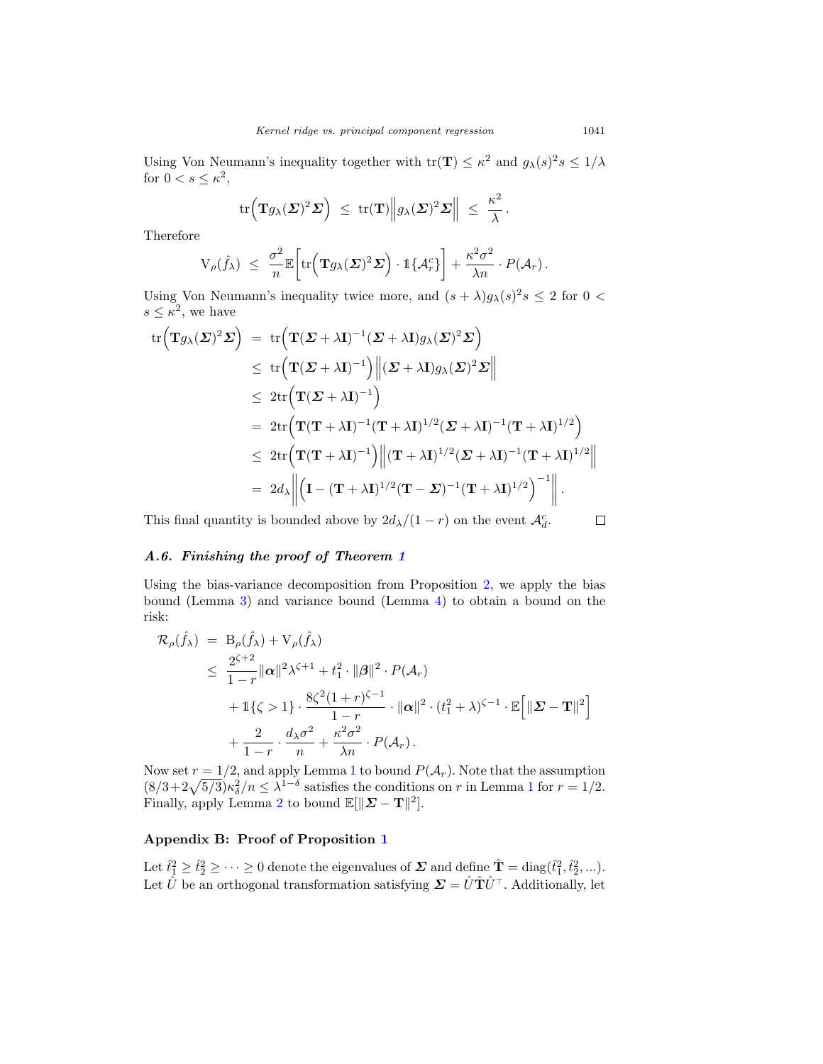Using Von Neumann's inequality together with $\mathrm{tr}(\mathbf{T}) \leq \kappa^2$ and $g_\lambda(s)^2 s \leq 1/\lambda$ for $0 < s \leq \kappa^2$,

$$\mathrm{tr}\Big(\mathbf{T} g_\lambda(\boldsymbol{\Sigma})^2 \boldsymbol{\Sigma}\Big) \;\leq\; \mathrm{tr}(\mathbf{T}) \Big\| g_\lambda(\boldsymbol{\Sigma})^2 \boldsymbol{\Sigma} \Big\| \;\leq\; \frac{\kappa^2}{\lambda}.$$

Therefore

$$\mathrm{V}_\rho(\hat{f}_\lambda) \;\leq\; \frac{\sigma^2}{n} \mathbb{E}\Big[\mathrm{tr}\Big(\mathbf{T} g_\lambda(\boldsymbol{\Sigma})^2 \boldsymbol{\Sigma}\Big) \cdot \mathbb{1}\{\mathcal{A}_r^c\}\Big] + \frac{\kappa^2 \sigma^2}{\lambda n} \cdot P(\mathcal{A}_r).$$

Using Von Neumann's inequality twice more, and $(s+\lambda) g_\lambda(s)^2 s \leq 2$ for $0 < s \leq \kappa^2$, we have

$$\begin{aligned}
\mathrm{tr}\Big(\mathbf{T} g_\lambda(\boldsymbol{\Sigma})^2 \boldsymbol{\Sigma}\Big) &= \mathrm{tr}\Big(\mathbf{T}(\boldsymbol{\Sigma} + \lambda \mathbf{I})^{-1} (\boldsymbol{\Sigma} + \lambda \mathbf{I}) g_\lambda(\boldsymbol{\Sigma})^2 \boldsymbol{\Sigma}\Big) \\
&\leq \mathrm{tr}\Big(\mathbf{T}(\boldsymbol{\Sigma} + \lambda \mathbf{I})^{-1}\Big) \Big\| (\boldsymbol{\Sigma} + \lambda \mathbf{I}) g_\lambda(\boldsymbol{\Sigma})^2 \boldsymbol{\Sigma} \Big\| \\
&\leq 2\mathrm{tr}\Big(\mathbf{T}(\boldsymbol{\Sigma} + \lambda \mathbf{I})^{-1}\Big) \\
&= 2\mathrm{tr}\Big(\mathbf{T}(\mathbf{T} + \lambda \mathbf{I})^{-1} (\mathbf{T} + \lambda \mathbf{I})^{1/2} (\boldsymbol{\Sigma} + \lambda \mathbf{I})^{-1} (\mathbf{T} + \lambda \mathbf{I})^{1/2}\Big) \\
&\leq 2\mathrm{tr}\Big(\mathbf{T}(\mathbf{T} + \lambda \mathbf{I})^{-1}\Big) \Big\| (\mathbf{T} + \lambda \mathbf{I})^{1/2} (\boldsymbol{\Sigma} + \lambda \mathbf{I})^{-1} (\mathbf{T} + \lambda \mathbf{I})^{1/2} \Big\| \\
&= 2 d_\lambda \Big\| \Big(\mathbf{I} - (\mathbf{T} + \lambda \mathbf{I})^{1/2} (\mathbf{T} - \boldsymbol{\Sigma})^{-1} (\mathbf{T} + \lambda \mathbf{I})^{1/2}\Big)^{-1} \Big\|.
\end{aligned}$$

This final quantity is bounded above by $2d_\lambda/(1-r)$ on the event $\mathcal{A}_d^c$. $\square$

### A.6. Finishing the proof of Theorem 1

Using the bias-variance decomposition from Proposition 2, we apply the bias bound (Lemma 3) and variance bound (Lemma 4) to obtain a bound on the risk:

$$\begin{aligned}
\mathcal{R}_\rho(\hat{f}_\lambda) &= \mathrm{B}_\rho(\hat{f}_\lambda) + \mathrm{V}_\rho(\hat{f}_\lambda) \\
&\leq \frac{2^{\zeta+2}}{1-r} \|\boldsymbol{\alpha}\|^2 \lambda^{\zeta+1} + t_1^2 \cdot \|\boldsymbol{\beta}\|^2 \cdot P(\mathcal{A}_r) \\
&\quad + \mathbb{1}\{\zeta > 1\} \cdot \frac{8\zeta^2 (1+r)^{\zeta-1}}{1-r} \cdot \|\boldsymbol{\alpha}\|^2 \cdot (t_1^2 + \lambda)^{\zeta-1} \cdot \mathbb{E}\Big[\|\boldsymbol{\Sigma} - \mathbf{T}\|^2\Big] \\
&\quad + \frac{2}{1-r} \cdot \frac{d_\lambda \sigma^2}{n} + \frac{\kappa^2 \sigma^2}{\lambda n} \cdot P(\mathcal{A}_r).
\end{aligned}$$

Now set $r = 1/2$, and apply Lemma 1 to bound $P(\mathcal{A}_r)$. Note that the assumption $(8/3 + 2\sqrt{5/3})\kappa_\delta^2/n \leq \lambda^{1-\delta}$ satisfies the conditions on $r$ in Lemma 1 for $r = 1/2$. Finally, apply Lemma 2 to bound $\mathbb{E}[\|\boldsymbol{\Sigma} - \mathbf{T}\|^2]$.

## Appendix B: Proof of Proposition 1

Let $\hat{t}_1^2 \geq \hat{t}_2^2 \geq \cdots \geq 0$ denote the eigenvalues of $\boldsymbol{\Sigma}$ and define $\hat{\mathbf{T}} = \mathrm{diag}(\hat{t}_1^2, \hat{t}_2^2, ...)$. Let $\hat{U}$ be an orthogonal transformation satisfying $\boldsymbol{\Sigma} = \hat{U} \hat{\mathbf{T}} \hat{U}^\top$. Additionally, let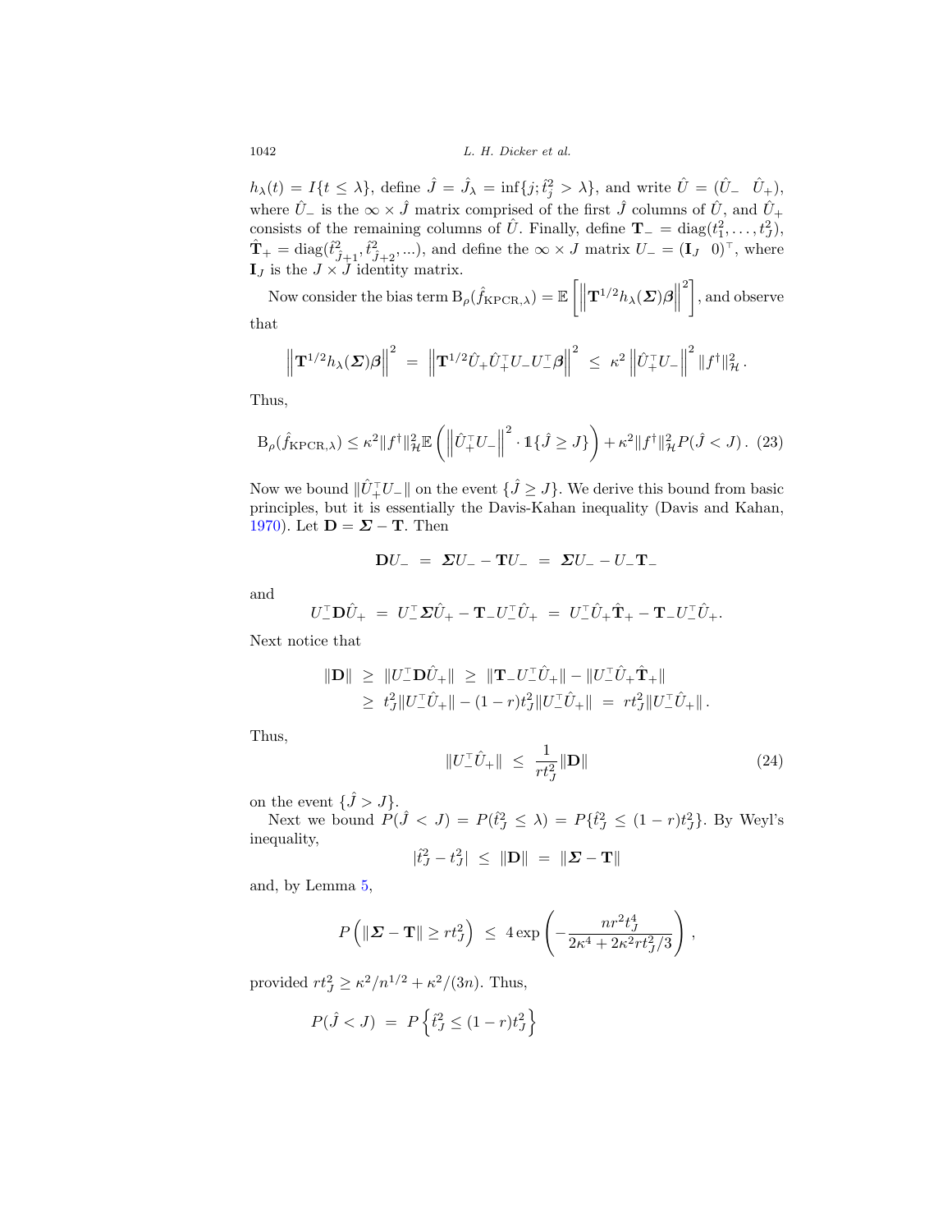$h_\lambda(t) = I\{t \leq \lambda\}$, define $\hat{J} = \hat{J}_\lambda = \inf\{j; \hat{t}_j^2 > \lambda\}$, and write $\hat{U} = (\hat{U}_- \quad \hat{U}_+)$, where $\hat{U}_-$ is the $\infty \times \hat{J}$ matrix comprised of the first $\hat{J}$ columns of $\hat{U}$, and $\hat{U}_+$ consists of the remaining columns of $\hat{U}$. Finally, define $\mathbf{T}_- = \mathrm{diag}(t_1^2, \ldots, t_J^2)$, $\hat{\mathbf{T}}_+ = \mathrm{diag}(\hat{t}_{\hat{J}+1}^2, \hat{t}_{\hat{J}+2}^2, \ldots)$, and define the $\infty \times J$ matrix $U_- = (\mathbf{I}_J \quad 0)^\top$, where $\mathbf{I}_J$ is the $J \times J$ identity matrix.

Now consider the bias term $\mathrm{B}_\rho(\hat{f}_{\mathrm{KPCR},\lambda}) = \mathbb{E}\left[\left\|\mathbf{T}^{1/2} h_\lambda(\boldsymbol{\Sigma})\boldsymbol{\beta}\right\|^2\right]$, and observe that

$$\left\|\mathbf{T}^{1/2} h_\lambda(\boldsymbol{\Sigma})\boldsymbol{\beta}\right\|^2 \;=\; \left\|\mathbf{T}^{1/2}\hat{U}_+\hat{U}_+^\top U_- U_-^\top \boldsymbol{\beta}\right\|^2 \;\leq\; \kappa^2 \left\|\hat{U}_+^\top U_-\right\|^2 \|f^\dagger\|_{\mathcal{H}}^2 .$$

Thus,

$$\mathrm{B}_\rho(\hat{f}_{\mathrm{KPCR},\lambda}) \leq \kappa^2 \|f^\dagger\|_{\mathcal{H}}^2 \mathbb{E}\left(\left\|\hat{U}_+^\top U_-\right\|^2 \cdot \mathbb{1}\{\hat{J} \geq J\}\right) + \kappa^2 \|f^\dagger\|_{\mathcal{H}}^2 P(\hat{J} < J). \quad (23)$$

Now we bound $\|\hat{U}_+^\top U_-\|$ on the event $\{\hat{J} \geq J\}$. We derive this bound from basic principles, but it is essentially the Davis-Kahan inequality (Davis and Kahan, 1970). Let $\mathbf{D} = \boldsymbol{\Sigma} - \mathbf{T}$. Then

$$\mathbf{D}U_- \;=\; \boldsymbol{\Sigma}U_- - \mathbf{T}U_- \;=\; \boldsymbol{\Sigma}U_- - U_-\mathbf{T}_-$$

and

$$U_-^\top \mathbf{D}\hat{U}_+ \;=\; U_-^\top \boldsymbol{\Sigma}\hat{U}_+ - \mathbf{T}_- U_-^\top \hat{U}_+ \;=\; U_-^\top \hat{U}_+ \hat{\mathbf{T}}_+ - \mathbf{T}_- U_-^\top \hat{U}_+ .$$

Next notice that

$$\begin{aligned}
\|\mathbf{D}\| \;&\geq\; \|U_-^\top \mathbf{D}\hat{U}_+\| \;\geq\; \|\mathbf{T}_- U_-^\top \hat{U}_+\| - \|U_-^\top \hat{U}_+ \hat{\mathbf{T}}_+\| \\
&\geq\; t_J^2 \|U_-^\top \hat{U}_+\| - (1-r)t_J^2 \|U_-^\top \hat{U}_+\| \;=\; r t_J^2 \|U_-^\top \hat{U}_+\| .
\end{aligned}$$

Thus,

$$\|U_-^\top \hat{U}_+\| \;\leq\; \frac{1}{r t_J^2}\|\mathbf{D}\| \quad (24)$$

on the event $\{\hat{J} > J\}$.

Next we bound $P(\hat{J} < J) = P(\hat{t}_J^2 \leq \lambda) = P\{\hat{t}_J^2 \leq (1-r)t_J^2\}$. By Weyl's inequality,

$$|\hat{t}_J^2 - t_J^2| \;\leq\; \|\mathbf{D}\| \;=\; \|\boldsymbol{\Sigma} - \mathbf{T}\|$$

and, by Lemma 5,

$$P\left(\|\boldsymbol{\Sigma} - \mathbf{T}\| \geq r t_J^2\right) \;\leq\; 4\exp\left(-\frac{n r^2 t_J^4}{2\kappa^4 + 2\kappa^2 r t_J^2/3}\right),$$

provided $r t_J^2 \geq \kappa^2/n^{1/2} + \kappa^2/(3n)$. Thus,

$$P(\hat{J} < J) \;=\; P\left\{\hat{t}_J^2 \leq (1-r)t_J^2\right\}$$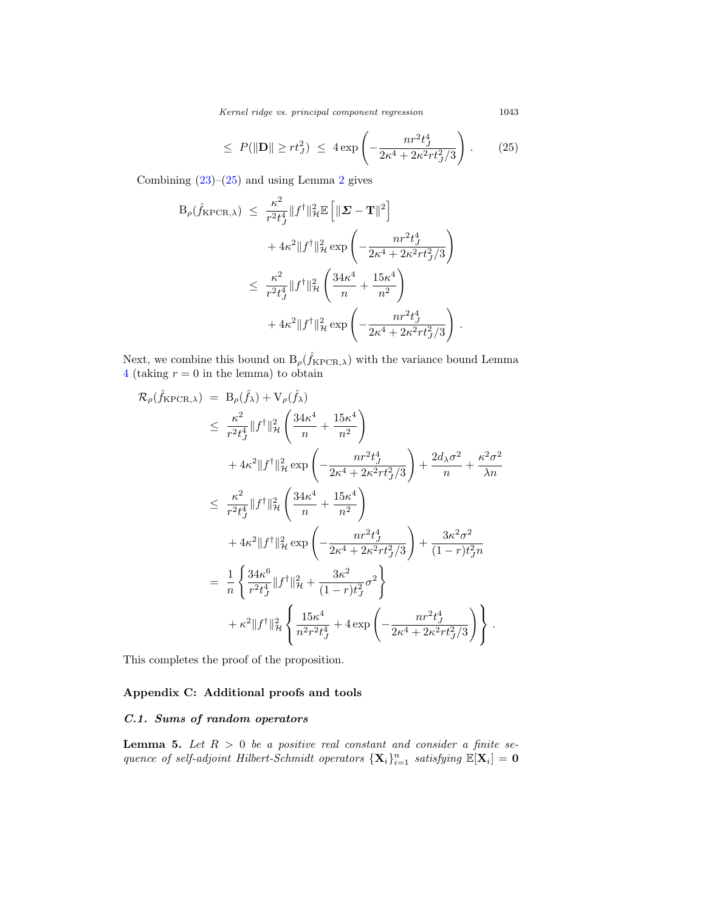$$\leq \; P(\|\mathbf{D}\| \geq r t_J^2) \; \leq \; 4 \exp\left( -\frac{n r^2 t_J^4}{2\kappa^4 + 2\kappa^2 r t_J^2/3} \right). \tag{25}$$

Combining (23)–(25) and using Lemma 2 gives

$$\begin{aligned}
\mathrm{B}_\rho(\hat{f}_{\mathrm{KPCR},\lambda}) \; &\leq \; \frac{\kappa^2}{r^2 t_J^4} \|f^\dagger\|_{\mathcal{H}}^2 \mathbb{E}\left[ \|\boldsymbol{\Sigma} - \mathbf{T}\|^2 \right] \\
&\quad + 4\kappa^2 \|f^\dagger\|_{\mathcal{H}}^2 \exp\left( -\frac{n r^2 t_J^4}{2\kappa^4 + 2\kappa^2 r t_J^2/3} \right) \\
&\leq \; \frac{\kappa^2}{r^2 t_J^4} \|f^\dagger\|_{\mathcal{H}}^2 \left( \frac{34\kappa^4}{n} + \frac{15\kappa^4}{n^2} \right) \\
&\quad + 4\kappa^2 \|f^\dagger\|_{\mathcal{H}}^2 \exp\left( -\frac{n r^2 t_J^4}{2\kappa^4 + 2\kappa^2 r t_J^2/3} \right).
\end{aligned}$$

Next, we combine this bound on $\mathrm{B}_\rho(\hat{f}_{\mathrm{KPCR},\lambda})$ with the variance bound Lemma 4 (taking $r = 0$ in the lemma) to obtain

$$\begin{aligned}
\mathcal{R}_\rho(\hat{f}_{\mathrm{KPCR},\lambda}) \; &= \; \mathrm{B}_\rho(\hat{f}_\lambda) + \mathrm{V}_\rho(\hat{f}_\lambda) \\
&\leq \; \frac{\kappa^2}{r^2 t_J^4} \|f^\dagger\|_{\mathcal{H}}^2 \left( \frac{34\kappa^4}{n} + \frac{15\kappa^4}{n^2} \right) \\
&\quad + 4\kappa^2 \|f^\dagger\|_{\mathcal{H}}^2 \exp\left( -\frac{n r^2 t_J^4}{2\kappa^4 + 2\kappa^2 r t_J^2/3} \right) + \frac{2 d_\lambda \sigma^2}{n} + \frac{\kappa^2 \sigma^2}{\lambda n} \\
&\leq \; \frac{\kappa^2}{r^2 t_J^4} \|f^\dagger\|_{\mathcal{H}}^2 \left( \frac{34\kappa^4}{n} + \frac{15\kappa^4}{n^2} \right) \\
&\quad + 4\kappa^2 \|f^\dagger\|_{\mathcal{H}}^2 \exp\left( -\frac{n r^2 t_J^4}{2\kappa^4 + 2\kappa^2 r t_J^2/3} \right) + \frac{3\kappa^2 \sigma^2}{(1-r) t_J^2 n} \\
&= \; \frac{1}{n} \left\{ \frac{34\kappa^6}{r^2 t_J^4} \|f^\dagger\|_{\mathcal{H}}^2 + \frac{3\kappa^2}{(1-r) t_J^2} \sigma^2 \right\} \\
&\quad + \kappa^2 \|f^\dagger\|_{\mathcal{H}}^2 \left\{ \frac{15\kappa^4}{n^2 r^2 t_J^4} + 4 \exp\left( -\frac{n r^2 t_J^4}{2\kappa^4 + 2\kappa^2 r t_J^2/3} \right) \right\}.
\end{aligned}$$

This completes the proof of the proposition.

## Appendix C: Additional proofs and tools

### C.1. Sums of random operators

**Lemma 5.** *Let $R > 0$ be a positive real constant and consider a finite sequence of self-adjoint Hilbert-Schmidt operators $\{\mathbf{X}_i\}_{i=1}^n$ satisfying $\mathbb{E}[\mathbf{X}_i] = \mathbf{0}$*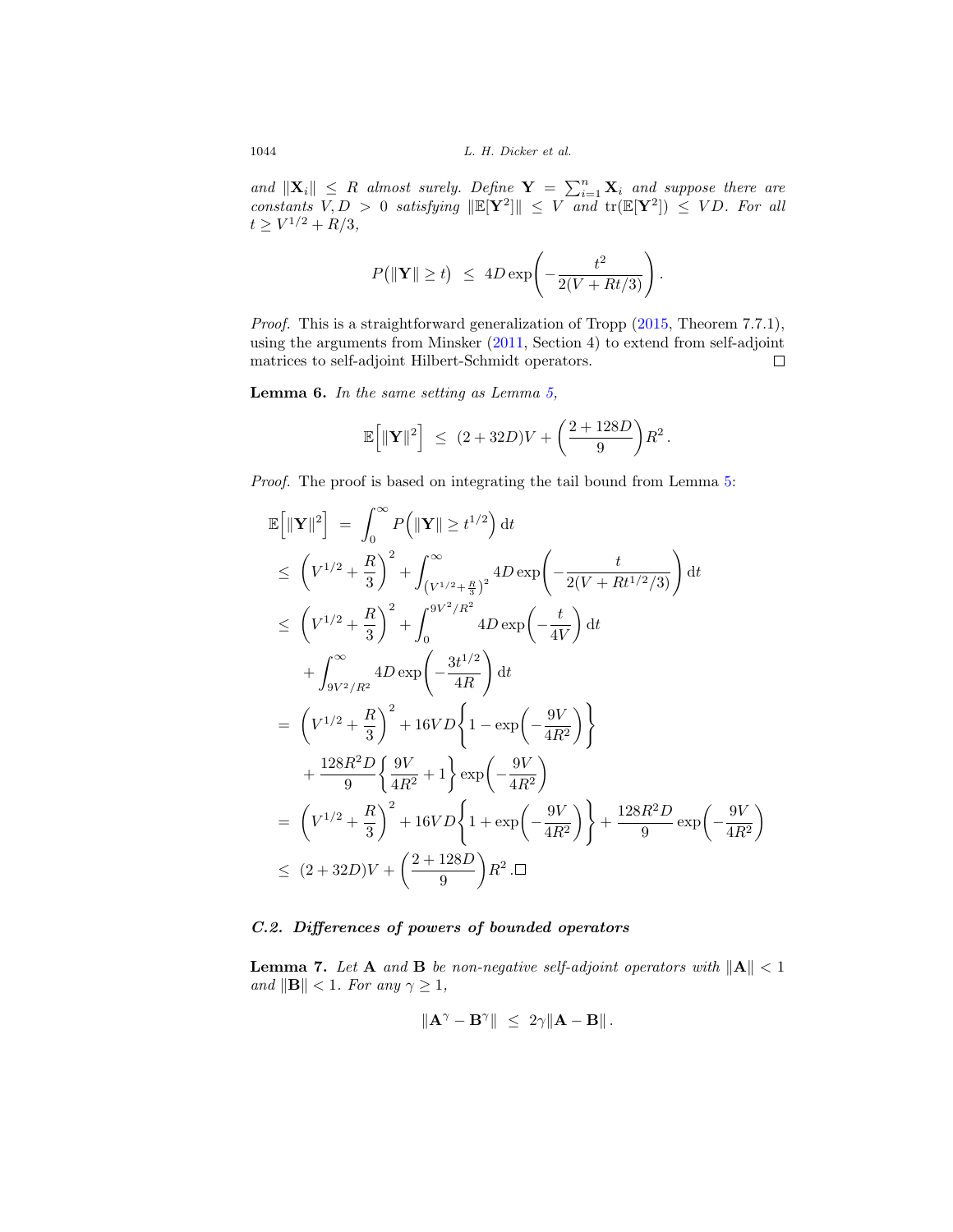*and* $\|\mathbf{X}_i\| \leq R$ *almost surely. Define* $\mathbf{Y} = \sum_{i=1}^n \mathbf{X}_i$ *and suppose there are constants* $V, D > 0$ *satisfying* $\|\mathbb{E}[\mathbf{Y}^2]\| \leq V$ *and* $\mathrm{tr}(\mathbb{E}[\mathbf{Y}^2]) \leq VD$*. For all* $t \geq V^{1/2} + R/3$,

$$P\big(\|\mathbf{Y}\| \geq t\big) \;\leq\; 4D\exp\!\left(-\frac{t^2}{2(V + Rt/3)}\right).$$

*Proof.* This is a straightforward generalization of Tropp (2015, Theorem 7.7.1), using the arguments from Minsker (2011, Section 4) to extend from self-adjoint matrices to self-adjoint Hilbert-Schmidt operators. □

**Lemma 6.** *In the same setting as Lemma 5,*

$$\mathbb{E}\Big[\|\mathbf{Y}\|^2\Big] \;\leq\; (2 + 32D)V + \left(\frac{2 + 128D}{9}\right)R^2.$$

*Proof.* The proof is based on integrating the tail bound from Lemma 5:

$$\begin{aligned}
\mathbb{E}\Big[\|\mathbf{Y}\|^2\Big] \;&=\; \int_0^\infty P\Big(\|\mathbf{Y}\| \geq t^{1/2}\Big)\,\mathrm{d}t \\
&\leq\; \left(V^{1/2} + \frac{R}{3}\right)^2 + \int_{\left(V^{1/2}+\frac{R}{3}\right)^2}^\infty 4D\exp\!\left(-\frac{t}{2(V + Rt^{1/2}/3)}\right)\mathrm{d}t \\
&\leq\; \left(V^{1/2} + \frac{R}{3}\right)^2 + \int_0^{9V^2/R^2} 4D\exp\!\left(-\frac{t}{4V}\right)\mathrm{d}t \\
&\quad + \int_{9V^2/R^2}^\infty 4D\exp\!\left(-\frac{3t^{1/2}}{4R}\right)\mathrm{d}t \\
&=\; \left(V^{1/2} + \frac{R}{3}\right)^2 + 16VD\left\{1 - \exp\!\left(-\frac{9V}{4R^2}\right)\right\} \\
&\quad + \frac{128R^2D}{9}\left\{\frac{9V}{4R^2} + 1\right\}\exp\!\left(-\frac{9V}{4R^2}\right) \\
&=\; \left(V^{1/2} + \frac{R}{3}\right)^2 + 16VD\left\{1 + \exp\!\left(-\frac{9V}{4R^2}\right)\right\} + \frac{128R^2D}{9}\exp\!\left(-\frac{9V}{4R^2}\right) \\
&\leq\; (2 + 32D)V + \left(\frac{2 + 128D}{9}\right)R^2. \;\square
\end{aligned}$$

### *C.2. Differences of powers of bounded operators*

**Lemma 7.** *Let* $\mathbf{A}$ *and* $\mathbf{B}$ *be non-negative self-adjoint operators with* $\|\mathbf{A}\| < 1$ *and* $\|\mathbf{B}\| < 1$*. For any* $\gamma \geq 1$,

$$\|\mathbf{A}^\gamma - \mathbf{B}^\gamma\| \;\leq\; 2\gamma\|\mathbf{A} - \mathbf{B}\|.$$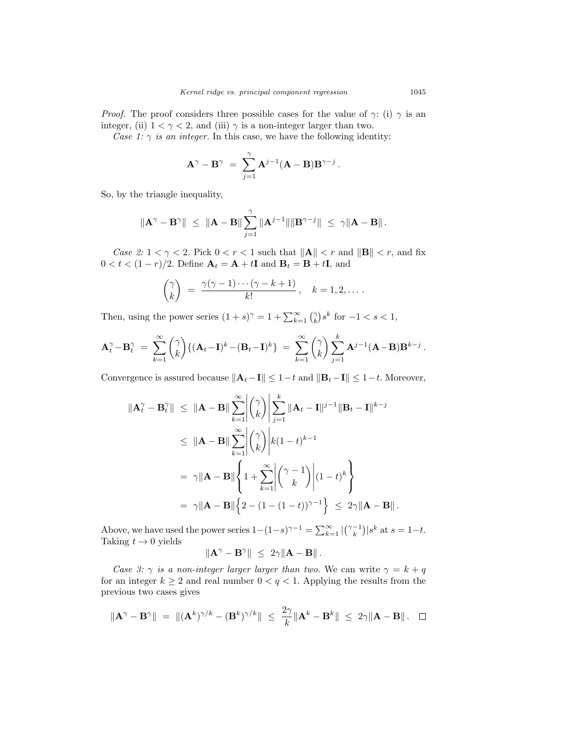*Proof.* The proof considers three possible cases for the value of $\gamma$: (i) $\gamma$ is an integer, (ii) $1 < \gamma < 2$, and (iii) $\gamma$ is a non-integer larger than two.

*Case 1: $\gamma$ is an integer.* In this case, we have the following identity:

$$\mathbf{A}^\gamma - \mathbf{B}^\gamma \;=\; \sum_{j=1}^{\gamma} \mathbf{A}^{j-1}(\mathbf{A} - \mathbf{B})\mathbf{B}^{\gamma-j}\,.$$

So, by the triangle inequality,

$$\|\mathbf{A}^\gamma - \mathbf{B}^\gamma\| \;\le\; \|\mathbf{A} - \mathbf{B}\| \sum_{j=1}^{\gamma} \|\mathbf{A}^{j-1}\|\|\mathbf{B}^{\gamma-j}\| \;\le\; \gamma\|\mathbf{A} - \mathbf{B}\|\,.$$

*Case 2:* $1 < \gamma < 2$. Pick $0 < r < 1$ such that $\|\mathbf{A}\| < r$ and $\|\mathbf{B}\| < r$, and fix $0 < t < (1-r)/2$. Define $\mathbf{A}_t = \mathbf{A} + t\mathbf{I}$ and $\mathbf{B}_t = \mathbf{B} + t\mathbf{I}$, and

$$\binom{\gamma}{k} \;=\; \frac{\gamma(\gamma-1)\cdots(\gamma-k+1)}{k!}\,, \quad k = 1, 2, \ldots\,.$$

Then, using the power series $(1+s)^\gamma = 1 + \sum_{k=1}^{\infty} \binom{\gamma}{k} s^k$ for $-1 < s < 1$,

$$\mathbf{A}_t^\gamma - \mathbf{B}_t^\gamma \;=\; \sum_{k=1}^{\infty} \binom{\gamma}{k} \{(\mathbf{A}_t - \mathbf{I})^k - (\mathbf{B}_t - \mathbf{I})^k\} \;=\; \sum_{k=1}^{\infty} \binom{\gamma}{k} \sum_{j=1}^{k} \mathbf{A}^{j-1}(\mathbf{A} - \mathbf{B})\mathbf{B}^{k-j}\,.$$

Convergence is assured because $\|\mathbf{A}_t - \mathbf{I}\| \le 1-t$ and $\|\mathbf{B}_t - \mathbf{I}\| \le 1-t$. Moreover,

$$\begin{aligned}
\|\mathbf{A}_t^\gamma - \mathbf{B}_t^\gamma\| \;&\le\; \|\mathbf{A} - \mathbf{B}\| \sum_{k=1}^{\infty} \left|\binom{\gamma}{k}\right| \sum_{j=1}^{k} \|\mathbf{A}_t - \mathbf{I}\|^{j-1} \|\mathbf{B}_t - \mathbf{I}\|^{k-j} \\
&\le\; \|\mathbf{A} - \mathbf{B}\| \sum_{k=1}^{\infty} \left|\binom{\gamma}{k}\right| k(1-t)^{k-1} \\
&=\; \gamma\|\mathbf{A} - \mathbf{B}\| \left\{ 1 + \sum_{k=1}^{\infty} \left|\binom{\gamma-1}{k}\right| (1-t)^k \right\} \\
&=\; \gamma\|\mathbf{A} - \mathbf{B}\| \Big\{ 2 - (1 - (1-t))^{\gamma-1} \Big\} \;\le\; 2\gamma\|\mathbf{A} - \mathbf{B}\|\,.
\end{aligned}$$

Above, we have used the power series $1 - (1-s)^{\gamma-1} = \sum_{k=1}^{\infty} |\binom{\gamma-1}{k}| s^k$ at $s = 1-t$. Taking $t \to 0$ yields

$$\|\mathbf{A}^\gamma - \mathbf{B}^\gamma\| \;\le\; 2\gamma\|\mathbf{A} - \mathbf{B}\|\,.$$

*Case 3: $\gamma$ is a non-integer larger larger than two.* We can write $\gamma = k + q$ for an integer $k \ge 2$ and real number $0 < q < 1$. Applying the results from the previous two cases gives

$$\|\mathbf{A}^\gamma - \mathbf{B}^\gamma\| \;=\; \|(\mathbf{A}^k)^{\gamma/k} - (\mathbf{B}^k)^{\gamma/k}\| \;\le\; \frac{2\gamma}{k}\|\mathbf{A}^k - \mathbf{B}^k\| \;\le\; 2\gamma\|\mathbf{A} - \mathbf{B}\|\,. \quad \square$$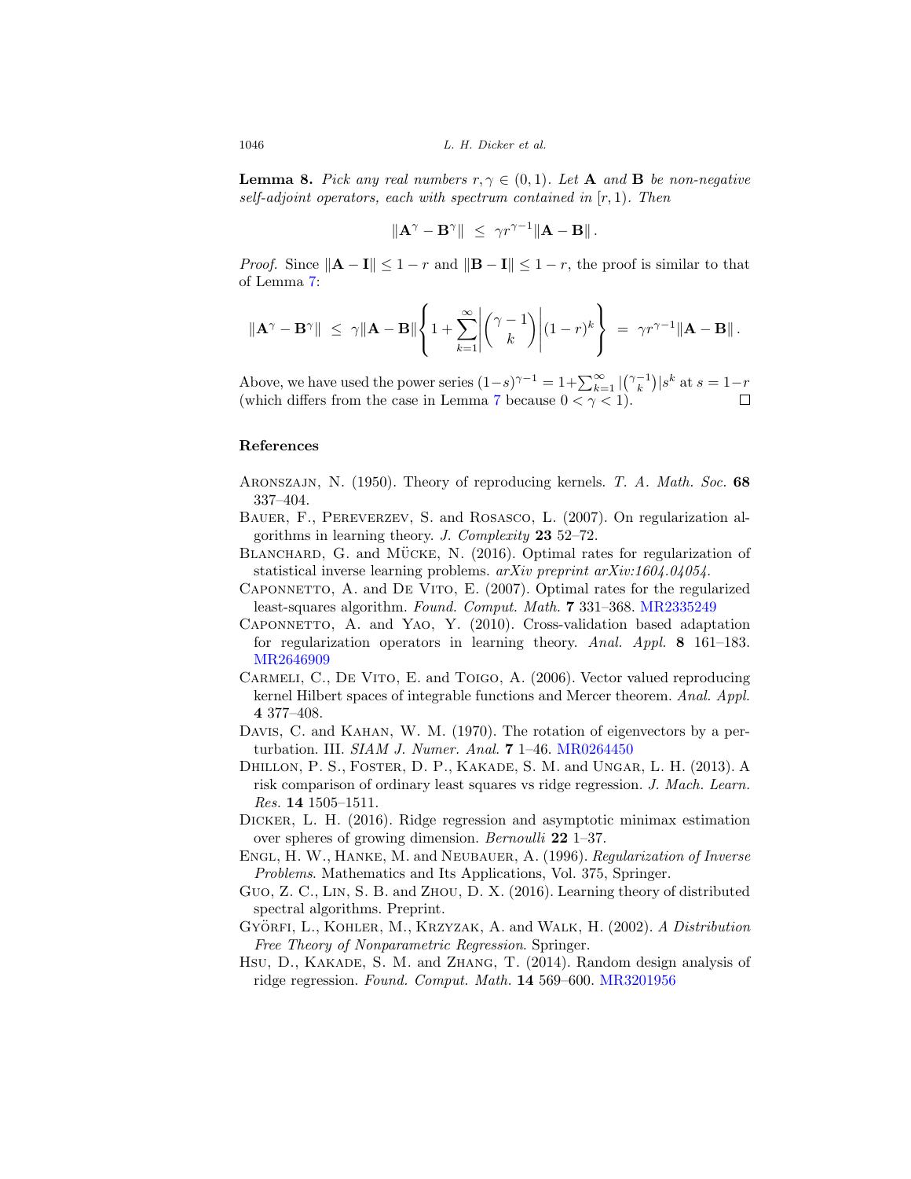**Lemma 8.** *Pick any real numbers $r, \gamma \in (0, 1)$. Let $\mathbf{A}$ and $\mathbf{B}$ be non-negative self-adjoint operators, each with spectrum contained in $[r, 1)$. Then*

$$\|\mathbf{A}^\gamma - \mathbf{B}^\gamma\| \ \leq \ \gamma r^{\gamma - 1} \|\mathbf{A} - \mathbf{B}\| \, .$$

*Proof.* Since $\|\mathbf{A} - \mathbf{I}\| \leq 1 - r$ and $\|\mathbf{B} - \mathbf{I}\| \leq 1 - r$, the proof is similar to that of Lemma 7:

$$\|\mathbf{A}^\gamma - \mathbf{B}^\gamma\| \ \leq \ \gamma \|\mathbf{A} - \mathbf{B}\| \left\{ 1 + \sum_{k=1}^{\infty} \left| \binom{\gamma - 1}{k} \right| (1 - r)^k \right\} \ = \ \gamma r^{\gamma - 1} \|\mathbf{A} - \mathbf{B}\| \, .$$

Above, we have used the power series $(1-s)^{\gamma-1} = 1 + \sum_{k=1}^{\infty} |\binom{\gamma-1}{k}| s^k$ at $s = 1 - r$ (which differs from the case in Lemma 7 because $0 < \gamma < 1$). □

## References

Aronszajn, N. (1950). Theory of reproducing kernels. *T. A. Math. Soc.* **68** 337–404.

Bauer, F., Pereverzev, S. and Rosasco, L. (2007). On regularization algorithms in learning theory. *J. Complexity* **23** 52–72.

Blanchard, G. and Mücke, N. (2016). Optimal rates for regularization of statistical inverse learning problems. *arXiv preprint arXiv:1604.04054*.

Caponnetto, A. and De Vito, E. (2007). Optimal rates for the regularized least-squares algorithm. *Found. Comput. Math.* **7** 331–368. MR2335249

Caponnetto, A. and Yao, Y. (2010). Cross-validation based adaptation for regularization operators in learning theory. *Anal. Appl.* **8** 161–183. MR2646909

Carmeli, C., De Vito, E. and Toigo, A. (2006). Vector valued reproducing kernel Hilbert spaces of integrable functions and Mercer theorem. *Anal. Appl.* **4** 377–408.

Davis, C. and Kahan, W. M. (1970). The rotation of eigenvectors by a perturbation. III. *SIAM J. Numer. Anal.* **7** 1–46. MR0264450

Dhillon, P. S., Foster, D. P., Kakade, S. M. and Ungar, L. H. (2013). A risk comparison of ordinary least squares vs ridge regression. *J. Mach. Learn. Res.* **14** 1505–1511.

Dicker, L. H. (2016). Ridge regression and asymptotic minimax estimation over spheres of growing dimension. *Bernoulli* **22** 1–37.

Engl, H. W., Hanke, M. and Neubauer, A. (1996). *Regularization of Inverse Problems*. Mathematics and Its Applications, Vol. 375, Springer.

Guo, Z. C., Lin, S. B. and Zhou, D. X. (2016). Learning theory of distributed spectral algorithms. Preprint.

Györfi, L., Kohler, M., Krzyzak, A. and Walk, H. (2002). *A Distribution Free Theory of Nonparametric Regression*. Springer.

Hsu, D., Kakade, S. M. and Zhang, T. (2014). Random design analysis of ridge regression. *Found. Comput. Math.* **14** 569–600. MR3201956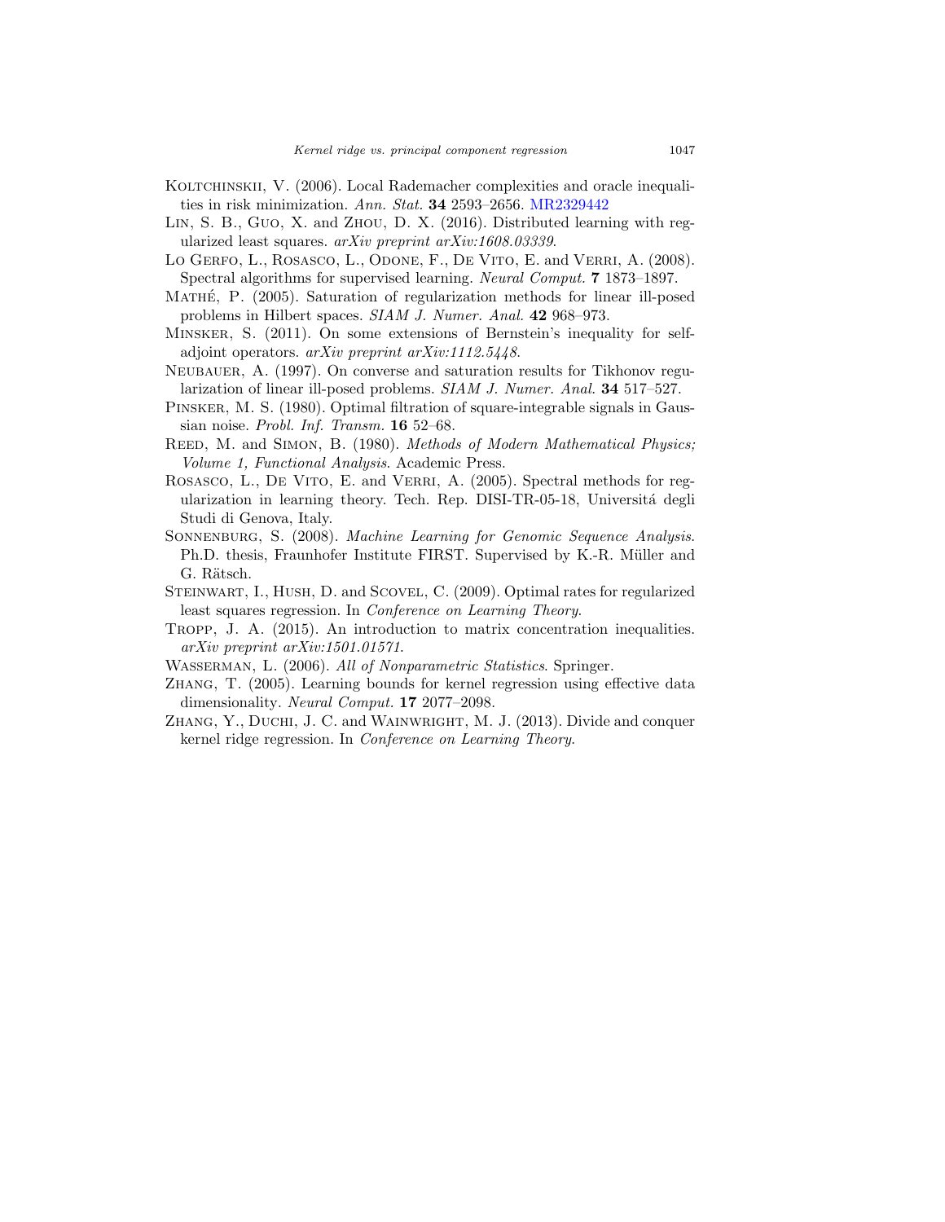Koltchinskii, V. (2006). Local Rademacher complexities and oracle inequalities in risk minimization. *Ann. Stat.* **34** 2593–2656. MR2329442

Lin, S. B., Guo, X. and Zhou, D. X. (2016). Distributed learning with regularized least squares. *arXiv preprint arXiv:1608.03339*.

Lo Gerfo, L., Rosasco, L., Odone, F., De Vito, E. and Verri, A. (2008). Spectral algorithms for supervised learning. *Neural Comput.* **7** 1873–1897.

Mathé, P. (2005). Saturation of regularization methods for linear ill-posed problems in Hilbert spaces. *SIAM J. Numer. Anal.* **42** 968–973.

Minsker, S. (2011). On some extensions of Bernstein's inequality for self-adjoint operators. *arXiv preprint arXiv:1112.5448*.

Neubauer, A. (1997). On converse and saturation results for Tikhonov regularization of linear ill-posed problems. *SIAM J. Numer. Anal.* **34** 517–527.

Pinsker, M. S. (1980). Optimal filtration of square-integrable signals in Gaussian noise. *Probl. Inf. Transm.* **16** 52–68.

Reed, M. and Simon, B. (1980). *Methods of Modern Mathematical Physics; Volume 1, Functional Analysis*. Academic Press.

Rosasco, L., De Vito, E. and Verri, A. (2005). Spectral methods for regularization in learning theory. Tech. Rep. DISI-TR-05-18, Universitá degli Studi di Genova, Italy.

Sonnenburg, S. (2008). *Machine Learning for Genomic Sequence Analysis*. Ph.D. thesis, Fraunhofer Institute FIRST. Supervised by K.-R. Müller and G. Rätsch.

Steinwart, I., Hush, D. and Scovel, C. (2009). Optimal rates for regularized least squares regression. In *Conference on Learning Theory*.

Tropp, J. A. (2015). An introduction to matrix concentration inequalities. *arXiv preprint arXiv:1501.01571.*

Wasserman, L. (2006). *All of Nonparametric Statistics*. Springer.

Zhang, T. (2005). Learning bounds for kernel regression using effective data dimensionality. *Neural Comput.* **17** 2077–2098.

Zhang, Y., Duchi, J. C. and Wainwright, M. J. (2013). Divide and conquer kernel ridge regression. In *Conference on Learning Theory*.